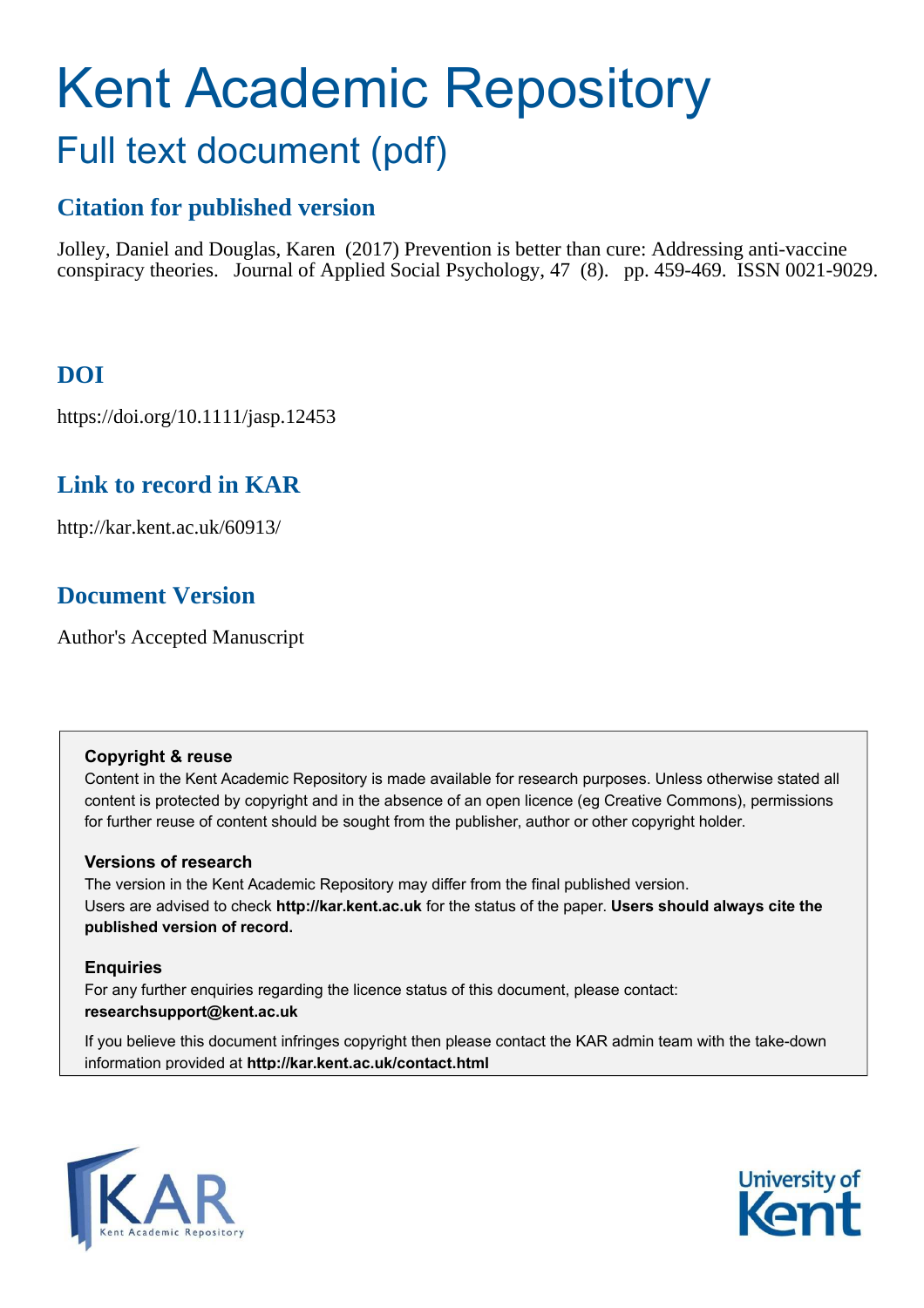# Kent Academic Repository

## Full text document (pdf)

### Citation for published version

Jolley, Daniel and Douglas, Karen (2017) Prevention is better than cure: Addressing anti-vaccine conspiracy theories. Journal of Applied Social Psychology, 47 (8). pp. 459-469. ISSN 0021-9029.

### DOI

https://doi.org/10.1111/jasp.12453

### Link to record in KAR

http://kar.kent.ac.uk/60913/

### Document Version

Author's Accepted Manuscript

**Copyright & reuse**

Content in the Kent Academic Repository is made available for research purposes. Unless otherwise stated all content is protected by copyright and in the absence of an open licence (eg Creative Commons), permissions for further reuse of content should be sought from the publisher, author or other copyright holder.

**Versions of research**

The version in the Kent Academic Repository may differ from the final published version.
Users are advised to check **http://kar.kent.ac.uk** for the status of the paper. **Users should always cite the published version of record.**

**Enquiries**

For any further enquiries regarding the licence status of this document, please contact:
**researchsupport@kent.ac.uk**

If you believe this document infringes copyright then please contact the KAR admin team with the take-down information provided at **http://kar.kent.ac.uk/contact.html**

KAR Kent Academic Repository

University of Kent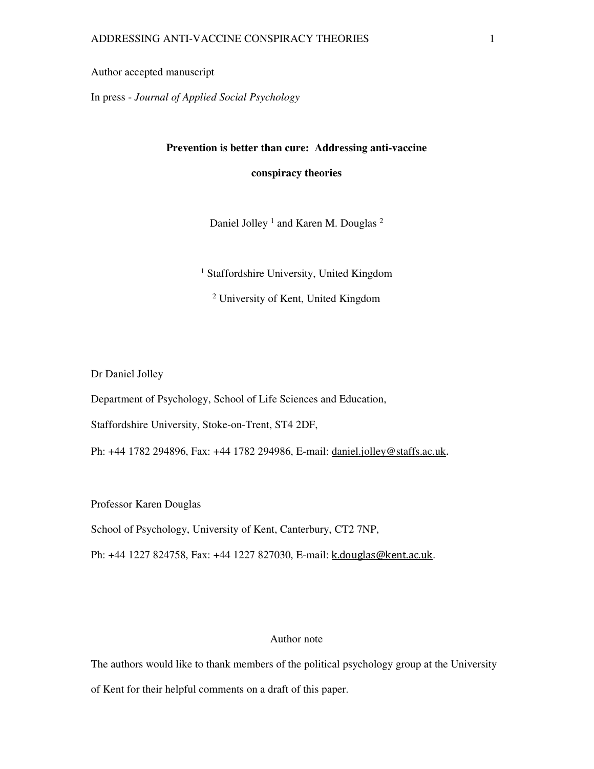Author accepted manuscript

In press - *Journal of Applied Social Psychology*

# Prevention is better than cure: Addressing anti-vaccine conspiracy theories

Daniel Jolley [1] and Karen M. Douglas [2]

[1] Staffordshire University, United Kingdom

[2] University of Kent, United Kingdom

Dr Daniel Jolley

Department of Psychology, School of Life Sciences and Education,

Staffordshire University, Stoke-on-Trent, ST4 2DF,

Ph: +44 1782 294896, Fax: +44 1782 294986, E-mail: daniel.jolley@staffs.ac.uk.

Professor Karen Douglas

School of Psychology, University of Kent, Canterbury, CT2 7NP,

Ph: +44 1227 824758, Fax: +44 1227 827030, E-mail: k.douglas@kent.ac.uk.

## Author note

The authors would like to thank members of the political psychology group at the University of Kent for their helpful comments on a draft of this paper.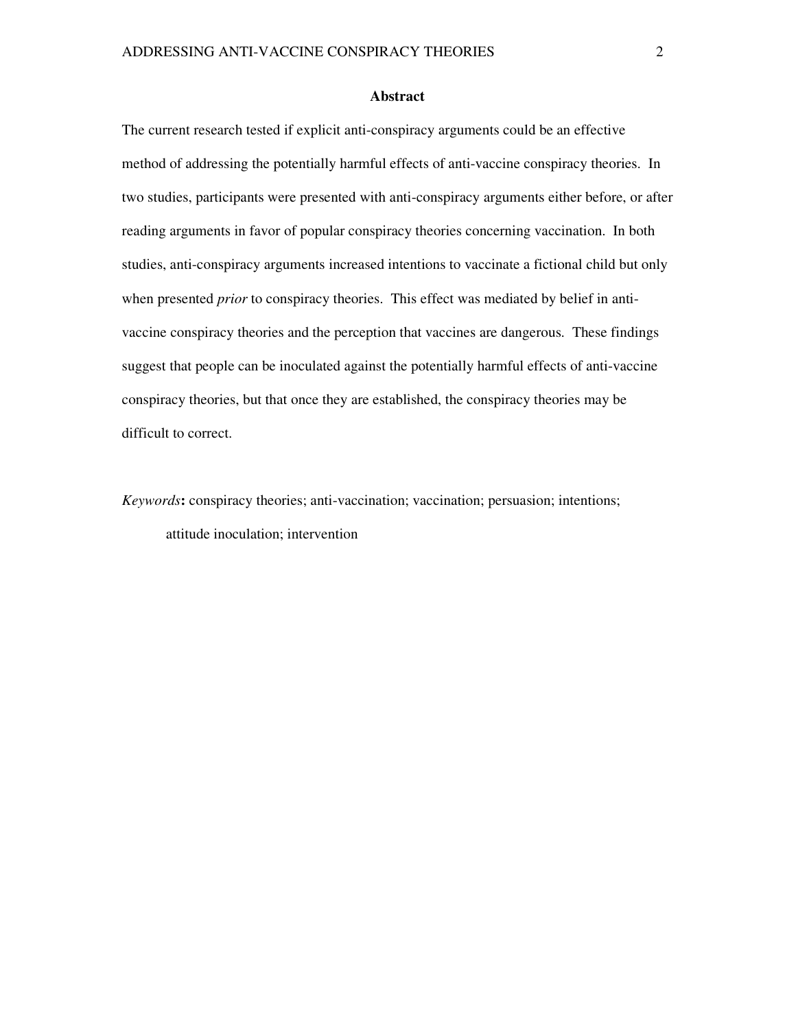## Abstract

The current research tested if explicit anti-conspiracy arguments could be an effective method of addressing the potentially harmful effects of anti-vaccine conspiracy theories. In two studies, participants were presented with anti-conspiracy arguments either before, or after reading arguments in favor of popular conspiracy theories concerning vaccination. In both studies, anti-conspiracy arguments increased intentions to vaccinate a fictional child but only when presented *prior* to conspiracy theories. This effect was mediated by belief in anti-vaccine conspiracy theories and the perception that vaccines are dangerous. These findings suggest that people can be inoculated against the potentially harmful effects of anti-vaccine conspiracy theories, but that once they are established, the conspiracy theories may be difficult to correct.

*Keywords*: conspiracy theories; anti-vaccination; vaccination; persuasion; intentions; attitude inoculation; intervention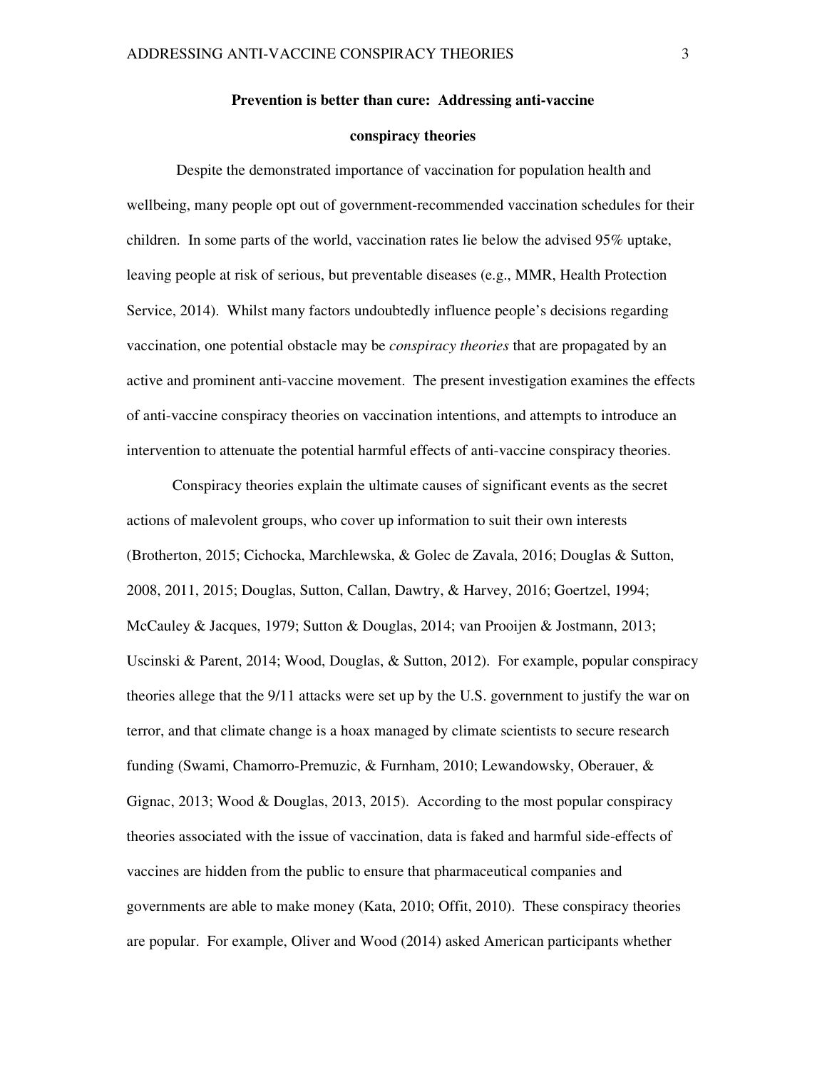**Prevention is better than cure: Addressing anti-vaccine conspiracy theories**

Despite the demonstrated importance of vaccination for population health and wellbeing, many people opt out of government-recommended vaccination schedules for their children. In some parts of the world, vaccination rates lie below the advised 95% uptake, leaving people at risk of serious, but preventable diseases (e.g., MMR, Health Protection Service, 2014). Whilst many factors undoubtedly influence people's decisions regarding vaccination, one potential obstacle may be *conspiracy theories* that are propagated by an active and prominent anti-vaccine movement. The present investigation examines the effects of anti-vaccine conspiracy theories on vaccination intentions, and attempts to introduce an intervention to attenuate the potential harmful effects of anti-vaccine conspiracy theories.

Conspiracy theories explain the ultimate causes of significant events as the secret actions of malevolent groups, who cover up information to suit their own interests (Brotherton, 2015; Cichocka, Marchlewska, & Golec de Zavala, 2016; Douglas & Sutton, 2008, 2011, 2015; Douglas, Sutton, Callan, Dawtry, & Harvey, 2016; Goertzel, 1994; McCauley & Jacques, 1979; Sutton & Douglas, 2014; van Prooijen & Jostmann, 2013; Uscinski & Parent, 2014; Wood, Douglas, & Sutton, 2012). For example, popular conspiracy theories allege that the 9/11 attacks were set up by the U.S. government to justify the war on terror, and that climate change is a hoax managed by climate scientists to secure research funding (Swami, Chamorro-Premuzic, & Furnham, 2010; Lewandowsky, Oberauer, & Gignac, 2013; Wood & Douglas, 2013, 2015). According to the most popular conspiracy theories associated with the issue of vaccination, data is faked and harmful side-effects of vaccines are hidden from the public to ensure that pharmaceutical companies and governments are able to make money (Kata, 2010; Offit, 2010). These conspiracy theories are popular. For example, Oliver and Wood (2014) asked American participants whether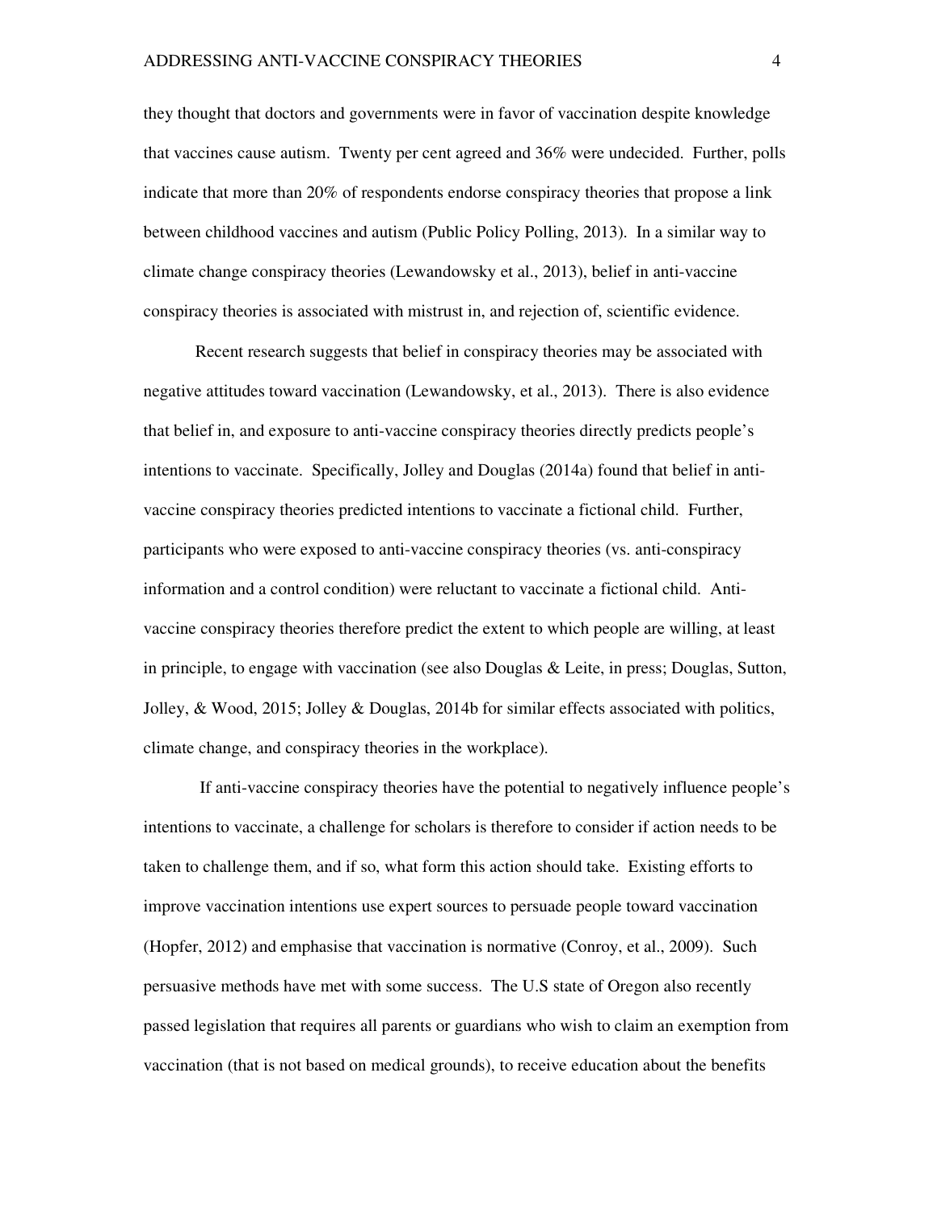they thought that doctors and governments were in favor of vaccination despite knowledge that vaccines cause autism. Twenty per cent agreed and 36% were undecided. Further, polls indicate that more than 20% of respondents endorse conspiracy theories that propose a link between childhood vaccines and autism (Public Policy Polling, 2013). In a similar way to climate change conspiracy theories (Lewandowsky et al., 2013), belief in anti-vaccine conspiracy theories is associated with mistrust in, and rejection of, scientific evidence.

Recent research suggests that belief in conspiracy theories may be associated with negative attitudes toward vaccination (Lewandowsky, et al., 2013). There is also evidence that belief in, and exposure to anti-vaccine conspiracy theories directly predicts people's intentions to vaccinate. Specifically, Jolley and Douglas (2014a) found that belief in anti-vaccine conspiracy theories predicted intentions to vaccinate a fictional child. Further, participants who were exposed to anti-vaccine conspiracy theories (vs. anti-conspiracy information and a control condition) were reluctant to vaccinate a fictional child. Anti-vaccine conspiracy theories therefore predict the extent to which people are willing, at least in principle, to engage with vaccination (see also Douglas & Leite, in press; Douglas, Sutton, Jolley, & Wood, 2015; Jolley & Douglas, 2014b for similar effects associated with politics, climate change, and conspiracy theories in the workplace).

If anti-vaccine conspiracy theories have the potential to negatively influence people's intentions to vaccinate, a challenge for scholars is therefore to consider if action needs to be taken to challenge them, and if so, what form this action should take. Existing efforts to improve vaccination intentions use expert sources to persuade people toward vaccination (Hopfer, 2012) and emphasise that vaccination is normative (Conroy, et al., 2009). Such persuasive methods have met with some success. The U.S state of Oregon also recently passed legislation that requires all parents or guardians who wish to claim an exemption from vaccination (that is not based on medical grounds), to receive education about the benefits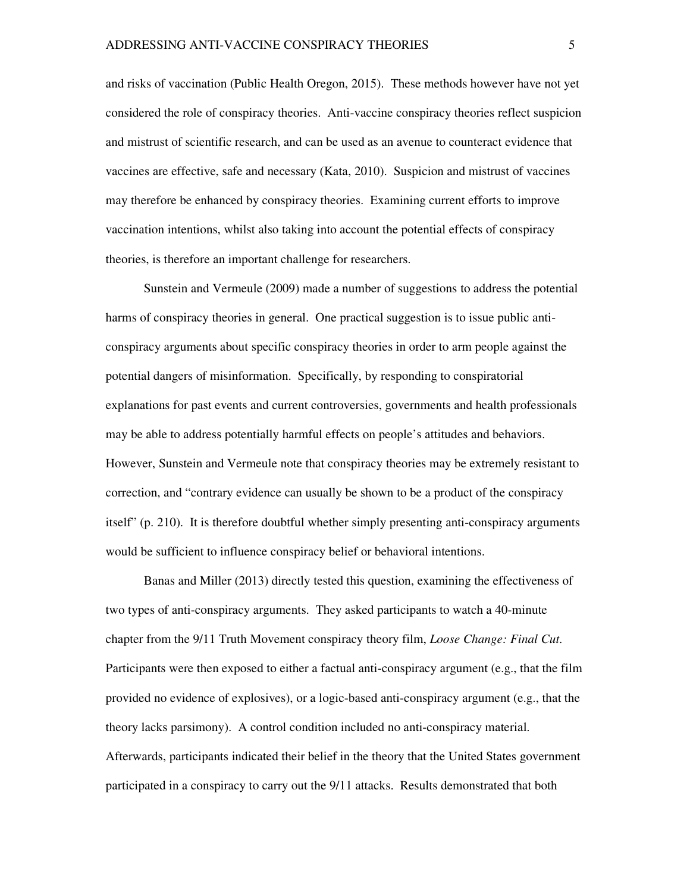and risks of vaccination (Public Health Oregon, 2015). These methods however have not yet considered the role of conspiracy theories. Anti-vaccine conspiracy theories reflect suspicion and mistrust of scientific research, and can be used as an avenue to counteract evidence that vaccines are effective, safe and necessary (Kata, 2010). Suspicion and mistrust of vaccines may therefore be enhanced by conspiracy theories. Examining current efforts to improve vaccination intentions, whilst also taking into account the potential effects of conspiracy theories, is therefore an important challenge for researchers.

Sunstein and Vermeule (2009) made a number of suggestions to address the potential harms of conspiracy theories in general. One practical suggestion is to issue public anti-conspiracy arguments about specific conspiracy theories in order to arm people against the potential dangers of misinformation. Specifically, by responding to conspiratorial explanations for past events and current controversies, governments and health professionals may be able to address potentially harmful effects on people's attitudes and behaviors. However, Sunstein and Vermeule note that conspiracy theories may be extremely resistant to correction, and "contrary evidence can usually be shown to be a product of the conspiracy itself" (p. 210). It is therefore doubtful whether simply presenting anti-conspiracy arguments would be sufficient to influence conspiracy belief or behavioral intentions.

Banas and Miller (2013) directly tested this question, examining the effectiveness of two types of anti-conspiracy arguments. They asked participants to watch a 40-minute chapter from the 9/11 Truth Movement conspiracy theory film, *Loose Change: Final Cut*. Participants were then exposed to either a factual anti-conspiracy argument (e.g., that the film provided no evidence of explosives), or a logic-based anti-conspiracy argument (e.g., that the theory lacks parsimony). A control condition included no anti-conspiracy material. Afterwards, participants indicated their belief in the theory that the United States government participated in a conspiracy to carry out the 9/11 attacks. Results demonstrated that both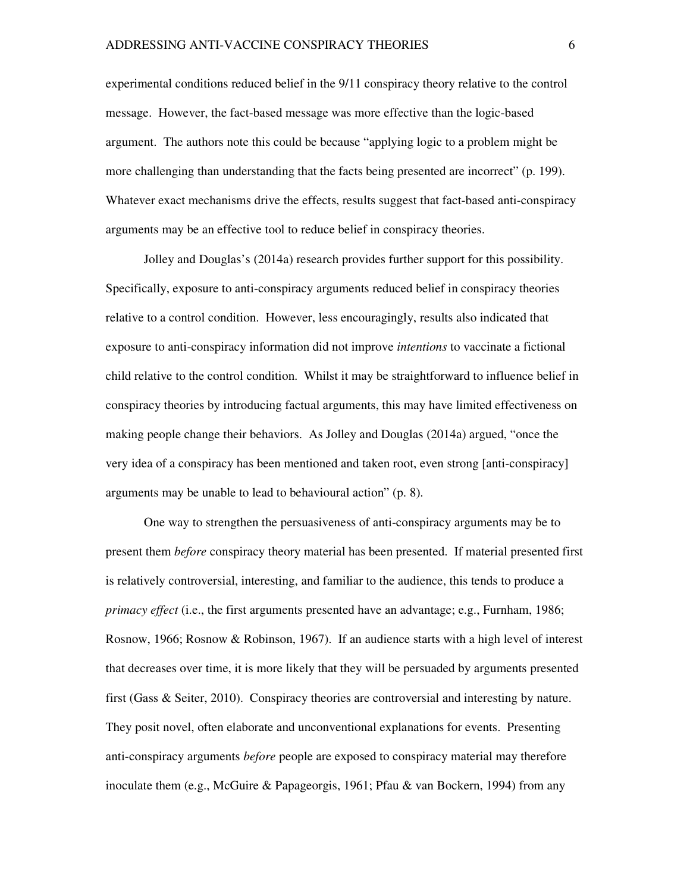experimental conditions reduced belief in the 9/11 conspiracy theory relative to the control message. However, the fact-based message was more effective than the logic-based argument. The authors note this could be because "applying logic to a problem might be more challenging than understanding that the facts being presented are incorrect" (p. 199). Whatever exact mechanisms drive the effects, results suggest that fact-based anti-conspiracy arguments may be an effective tool to reduce belief in conspiracy theories.

Jolley and Douglas's (2014a) research provides further support for this possibility. Specifically, exposure to anti-conspiracy arguments reduced belief in conspiracy theories relative to a control condition. However, less encouragingly, results also indicated that exposure to anti-conspiracy information did not improve *intentions* to vaccinate a fictional child relative to the control condition. Whilst it may be straightforward to influence belief in conspiracy theories by introducing factual arguments, this may have limited effectiveness on making people change their behaviors. As Jolley and Douglas (2014a) argued, "once the very idea of a conspiracy has been mentioned and taken root, even strong [anti-conspiracy] arguments may be unable to lead to behavioural action" (p. 8).

One way to strengthen the persuasiveness of anti-conspiracy arguments may be to present them *before* conspiracy theory material has been presented. If material presented first is relatively controversial, interesting, and familiar to the audience, this tends to produce a *primacy effect* (i.e., the first arguments presented have an advantage; e.g., Furnham, 1986; Rosnow, 1966; Rosnow & Robinson, 1967). If an audience starts with a high level of interest that decreases over time, it is more likely that they will be persuaded by arguments presented first (Gass & Seiter, 2010). Conspiracy theories are controversial and interesting by nature. They posit novel, often elaborate and unconventional explanations for events. Presenting anti-conspiracy arguments *before* people are exposed to conspiracy material may therefore inoculate them (e.g., McGuire & Papageorgis, 1961; Pfau & van Bockern, 1994) from any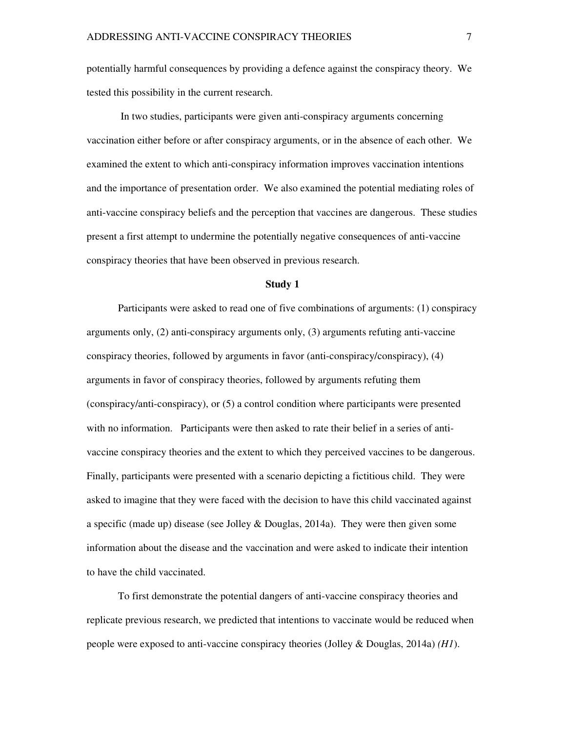potentially harmful consequences by providing a defence against the conspiracy theory. We tested this possibility in the current research.

In two studies, participants were given anti-conspiracy arguments concerning vaccination either before or after conspiracy arguments, or in the absence of each other. We examined the extent to which anti-conspiracy information improves vaccination intentions and the importance of presentation order. We also examined the potential mediating roles of anti-vaccine conspiracy beliefs and the perception that vaccines are dangerous. These studies present a first attempt to undermine the potentially negative consequences of anti-vaccine conspiracy theories that have been observed in previous research.

## Study 1

Participants were asked to read one of five combinations of arguments: (1) conspiracy arguments only, (2) anti-conspiracy arguments only, (3) arguments refuting anti-vaccine conspiracy theories, followed by arguments in favor (anti-conspiracy/conspiracy), (4) arguments in favor of conspiracy theories, followed by arguments refuting them (conspiracy/anti-conspiracy), or (5) a control condition where participants were presented with no information. Participants were then asked to rate their belief in a series of anti-vaccine conspiracy theories and the extent to which they perceived vaccines to be dangerous. Finally, participants were presented with a scenario depicting a fictitious child. They were asked to imagine that they were faced with the decision to have this child vaccinated against a specific (made up) disease (see Jolley & Douglas, 2014a). They were then given some information about the disease and the vaccination and were asked to indicate their intention to have the child vaccinated.

To first demonstrate the potential dangers of anti-vaccine conspiracy theories and replicate previous research, we predicted that intentions to vaccinate would be reduced when people were exposed to anti-vaccine conspiracy theories (Jolley & Douglas, 2014a) *(H1)*.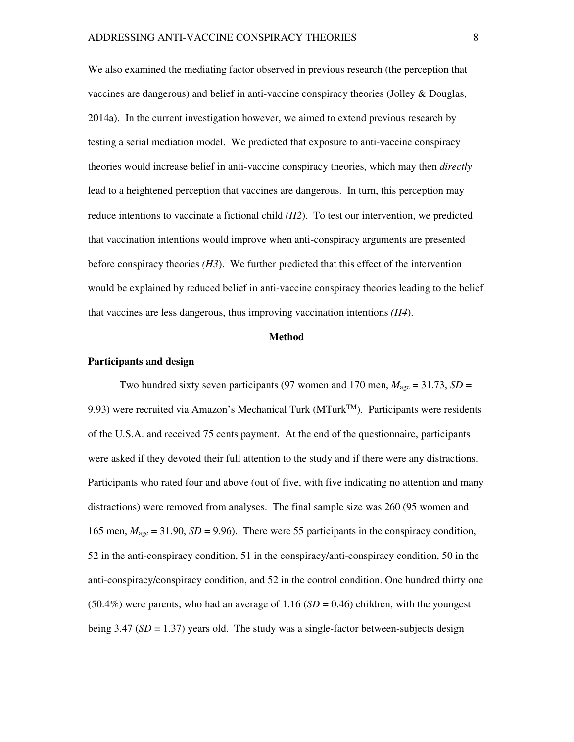We also examined the mediating factor observed in previous research (the perception that vaccines are dangerous) and belief in anti-vaccine conspiracy theories (Jolley & Douglas, 2014a). In the current investigation however, we aimed to extend previous research by testing a serial mediation model. We predicted that exposure to anti-vaccine conspiracy theories would increase belief in anti-vaccine conspiracy theories, which may then *directly* lead to a heightened perception that vaccines are dangerous. In turn, this perception may reduce intentions to vaccinate a fictional child *(H2)*. To test our intervention, we predicted that vaccination intentions would improve when anti-conspiracy arguments are presented before conspiracy theories *(H3)*. We further predicted that this effect of the intervention would be explained by reduced belief in anti-vaccine conspiracy theories leading to the belief that vaccines are less dangerous, thus improving vaccination intentions *(H4)*.

## Method

### Participants and design

Two hundred sixty seven participants (97 women and 170 men, $M_{age} = 31.73$, $SD = 9.93$) were recruited via Amazon's Mechanical Turk (MTurk™). Participants were residents of the U.S.A. and received 75 cents payment. At the end of the questionnaire, participants were asked if they devoted their full attention to the study and if there were any distractions. Participants who rated four and above (out of five, with five indicating no attention and many distractions) were removed from analyses. The final sample size was 260 (95 women and 165 men, $M_{age} = 31.90$, $SD = 9.96$). There were 55 participants in the conspiracy condition, 52 in the anti-conspiracy condition, 51 in the conspiracy/anti-conspiracy condition, 50 in the anti-conspiracy/conspiracy condition, and 52 in the control condition. One hundred thirty one (50.4%) were parents, who had an average of 1.16 ($SD = 0.46$) children, with the youngest being 3.47 ($SD = 1.37$) years old. The study was a single-factor between-subjects design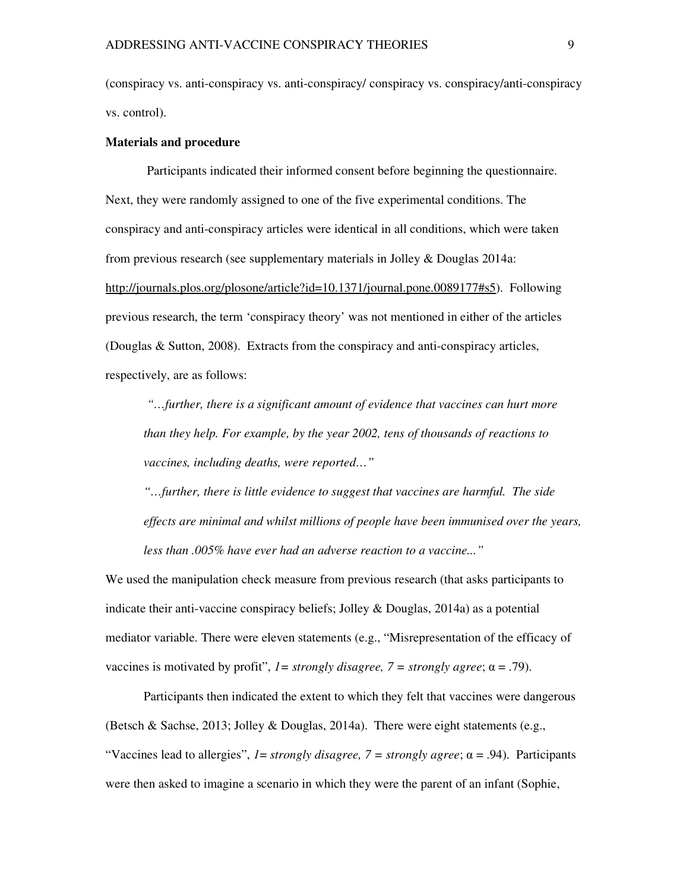(conspiracy vs. anti-conspiracy vs. anti-conspiracy/ conspiracy vs. conspiracy/anti-conspiracy vs. control).

**Materials and procedure**

Participants indicated their informed consent before beginning the questionnaire. Next, they were randomly assigned to one of the five experimental conditions. The conspiracy and anti-conspiracy articles were identical in all conditions, which were taken from previous research (see supplementary materials in Jolley & Douglas 2014a: http://journals.plos.org/plosone/article?id=10.1371/journal.pone.0089177#s5). Following previous research, the term 'conspiracy theory' was not mentioned in either of the articles (Douglas & Sutton, 2008). Extracts from the conspiracy and anti-conspiracy articles, respectively, are as follows:

> *"…further, there is a significant amount of evidence that vaccines can hurt more than they help. For example, by the year 2002, tens of thousands of reactions to vaccines, including deaths, were reported…"*
>
> *"…further, there is little evidence to suggest that vaccines are harmful. The side effects are minimal and whilst millions of people have been immunised over the years, less than .005% have ever had an adverse reaction to a vaccine..."*

We used the manipulation check measure from previous research (that asks participants to indicate their anti-vaccine conspiracy beliefs; Jolley & Douglas, 2014a) as a potential mediator variable. There were eleven statements (e.g., "Misrepresentation of the efficacy of vaccines is motivated by profit", *1= strongly disagree, 7 = strongly agree*; $\alpha = .79$).

Participants then indicated the extent to which they felt that vaccines were dangerous (Betsch & Sachse, 2013; Jolley & Douglas, 2014a). There were eight statements (e.g., "Vaccines lead to allergies", *1= strongly disagree, 7 = strongly agree*; $\alpha = .94$). Participants were then asked to imagine a scenario in which they were the parent of an infant (Sophie,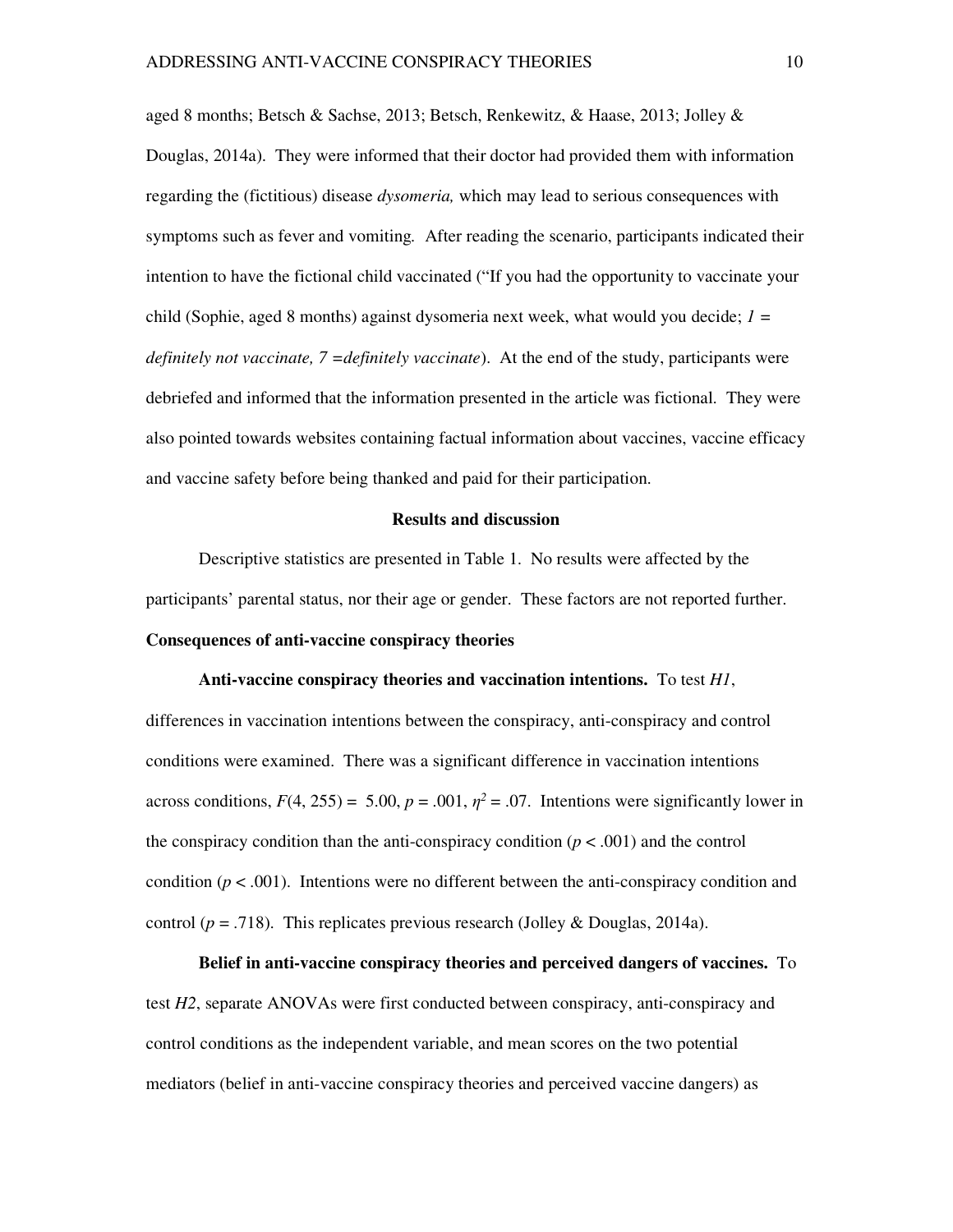aged 8 months; Betsch & Sachse, 2013; Betsch, Renkewitz, & Haase, 2013; Jolley & Douglas, 2014a). They were informed that their doctor had provided them with information regarding the (fictitious) disease *dysomeria,* which may lead to serious consequences with symptoms such as fever and vomiting. After reading the scenario, participants indicated their intention to have the fictional child vaccinated ("If you had the opportunity to vaccinate your child (Sophie, aged 8 months) against dysomeria next week, what would you decide; *1 = definitely not vaccinate, 7 =definitely vaccinate*). At the end of the study, participants were debriefed and informed that the information presented in the article was fictional. They were also pointed towards websites containing factual information about vaccines, vaccine efficacy and vaccine safety before being thanked and paid for their participation.

## Results and discussion

Descriptive statistics are presented in Table 1. No results were affected by the participants' parental status, nor their age or gender. These factors are not reported further.

### Consequences of anti-vaccine conspiracy theories

**Anti-vaccine conspiracy theories and vaccination intentions.** To test *H1*, differences in vaccination intentions between the conspiracy, anti-conspiracy and control conditions were examined. There was a significant difference in vaccination intentions across conditions, $F(4, 255) = 5.00$, $p = .001$, $\eta^2 = .07$. Intentions were significantly lower in the conspiracy condition than the anti-conspiracy condition ($p < .001$) and the control condition ($p < .001$). Intentions were no different between the anti-conspiracy condition and control ($p = .718$). This replicates previous research (Jolley & Douglas, 2014a).

**Belief in anti-vaccine conspiracy theories and perceived dangers of vaccines.** To test *H2*, separate ANOVAs were first conducted between conspiracy, anti-conspiracy and control conditions as the independent variable, and mean scores on the two potential mediators (belief in anti-vaccine conspiracy theories and perceived vaccine dangers) as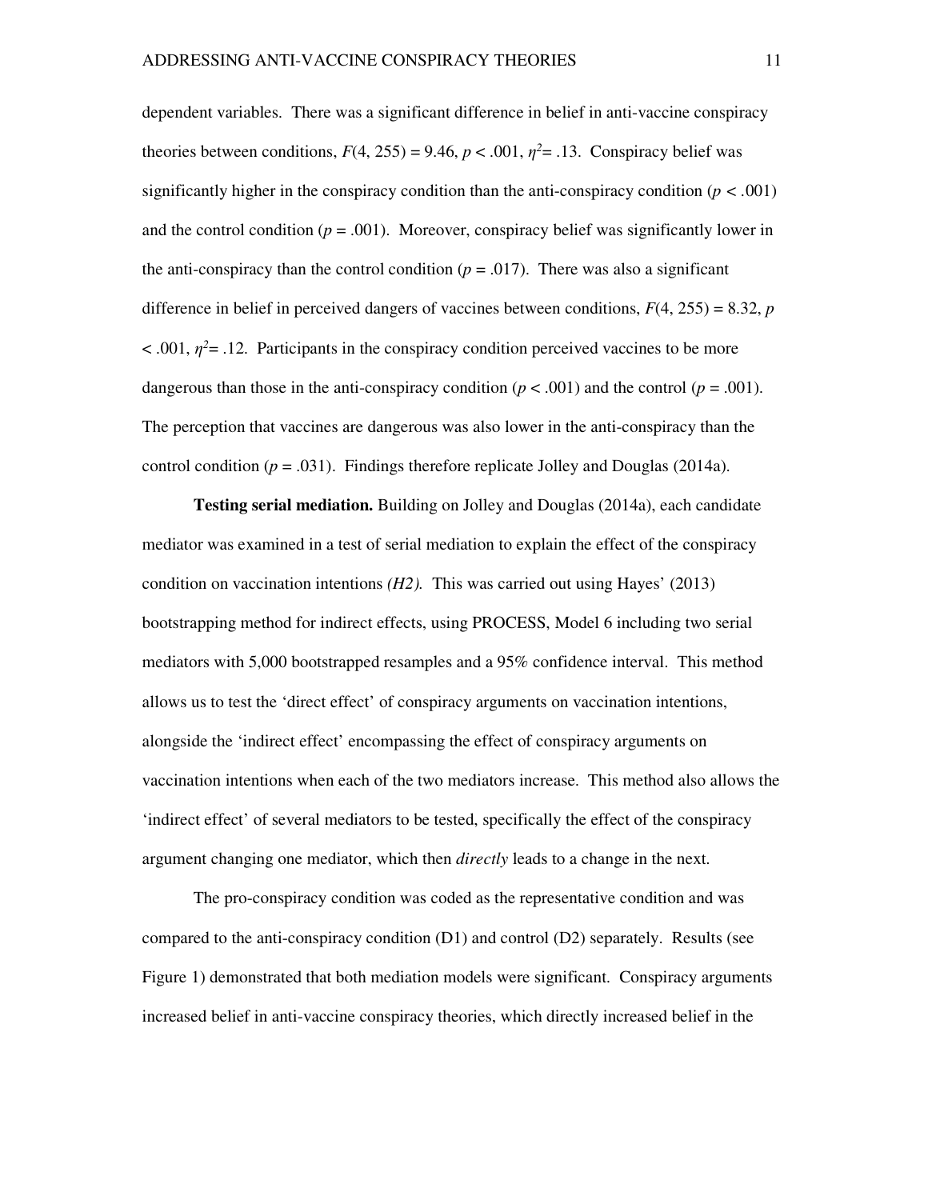dependent variables. There was a significant difference in belief in anti-vaccine conspiracy theories between conditions, $F(4, 255) = 9.46$, $p < .001$, $\eta^2 = .13$. Conspiracy belief was significantly higher in the conspiracy condition than the anti-conspiracy condition ($p < .001$) and the control condition ($p = .001$). Moreover, conspiracy belief was significantly lower in the anti-conspiracy than the control condition ($p = .017$). There was also a significant difference in belief in perceived dangers of vaccines between conditions, $F(4, 255) = 8.32$, $p < .001$, $\eta^2 = .12$. Participants in the conspiracy condition perceived vaccines to be more dangerous than those in the anti-conspiracy condition ($p < .001$) and the control ($p = .001$). The perception that vaccines are dangerous was also lower in the anti-conspiracy than the control condition ($p = .031$). Findings therefore replicate Jolley and Douglas (2014a).

**Testing serial mediation.** Building on Jolley and Douglas (2014a), each candidate mediator was examined in a test of serial mediation to explain the effect of the conspiracy condition on vaccination intentions *(H2).* This was carried out using Hayes' (2013) bootstrapping method for indirect effects, using PROCESS, Model 6 including two serial mediators with 5,000 bootstrapped resamples and a 95% confidence interval. This method allows us to test the 'direct effect' of conspiracy arguments on vaccination intentions, alongside the 'indirect effect' encompassing the effect of conspiracy arguments on vaccination intentions when each of the two mediators increase. This method also allows the 'indirect effect' of several mediators to be tested, specifically the effect of the conspiracy argument changing one mediator, which then *directly* leads to a change in the next.

The pro-conspiracy condition was coded as the representative condition and was compared to the anti-conspiracy condition (D1) and control (D2) separately. Results (see Figure 1) demonstrated that both mediation models were significant. Conspiracy arguments increased belief in anti-vaccine conspiracy theories, which directly increased belief in the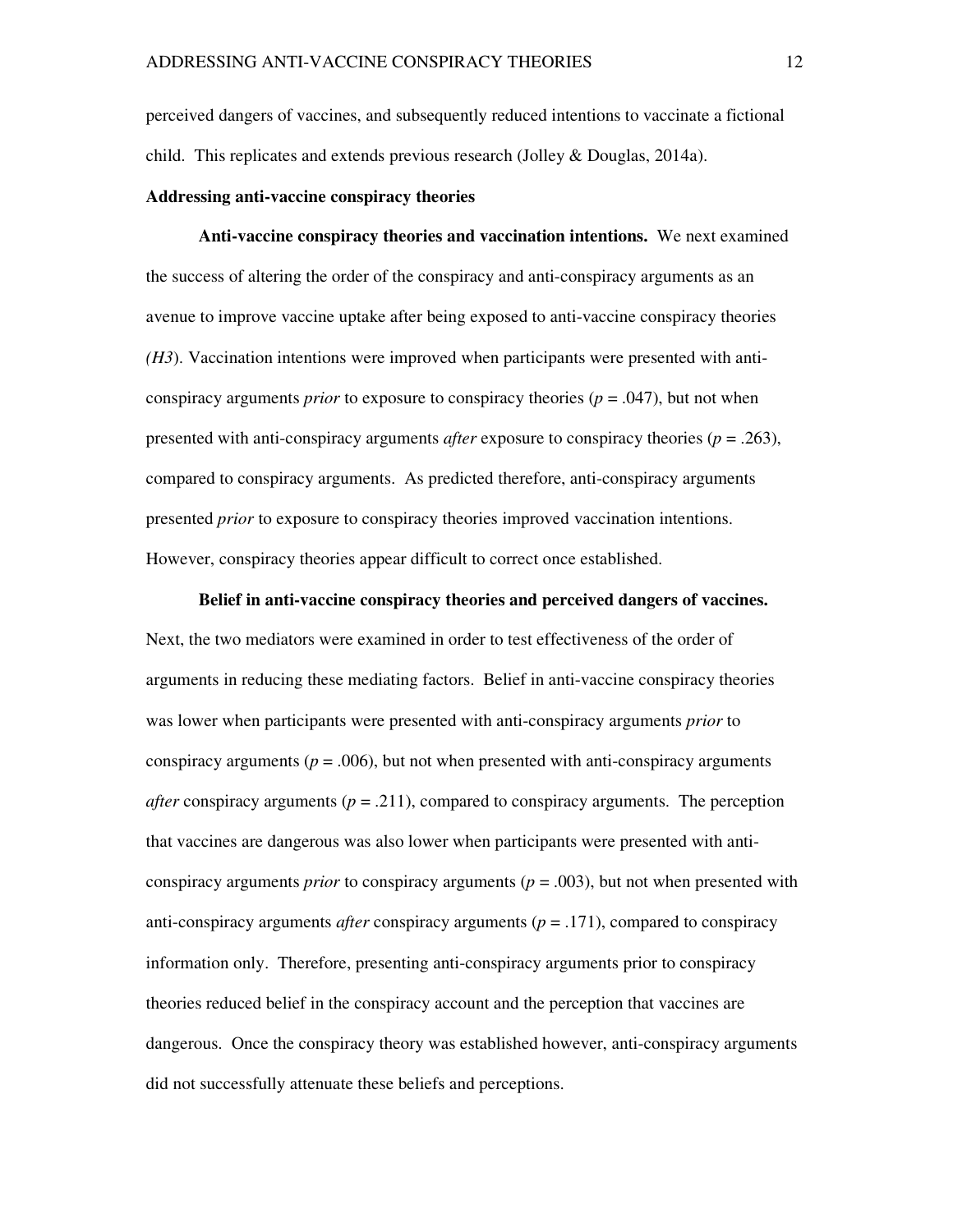perceived dangers of vaccines, and subsequently reduced intentions to vaccinate a fictional child. This replicates and extends previous research (Jolley & Douglas, 2014a).

**Addressing anti-vaccine conspiracy theories**

**Anti-vaccine conspiracy theories and vaccination intentions.** We next examined the success of altering the order of the conspiracy and anti-conspiracy arguments as an avenue to improve vaccine uptake after being exposed to anti-vaccine conspiracy theories *(H3*). Vaccination intentions were improved when participants were presented with anti-conspiracy arguments *prior* to exposure to conspiracy theories ($p = .047$), but not when presented with anti-conspiracy arguments *after* exposure to conspiracy theories ($p = .263$), compared to conspiracy arguments. As predicted therefore, anti-conspiracy arguments presented *prior* to exposure to conspiracy theories improved vaccination intentions. However, conspiracy theories appear difficult to correct once established.

**Belief in anti-vaccine conspiracy theories and perceived dangers of vaccines.** Next, the two mediators were examined in order to test effectiveness of the order of arguments in reducing these mediating factors. Belief in anti-vaccine conspiracy theories was lower when participants were presented with anti-conspiracy arguments *prior* to conspiracy arguments ($p = .006$), but not when presented with anti-conspiracy arguments *after* conspiracy arguments ($p = .211$), compared to conspiracy arguments. The perception that vaccines are dangerous was also lower when participants were presented with anti-conspiracy arguments *prior* to conspiracy arguments ($p = .003$), but not when presented with anti-conspiracy arguments *after* conspiracy arguments ($p = .171$), compared to conspiracy information only. Therefore, presenting anti-conspiracy arguments prior to conspiracy theories reduced belief in the conspiracy account and the perception that vaccines are dangerous. Once the conspiracy theory was established however, anti-conspiracy arguments did not successfully attenuate these beliefs and perceptions.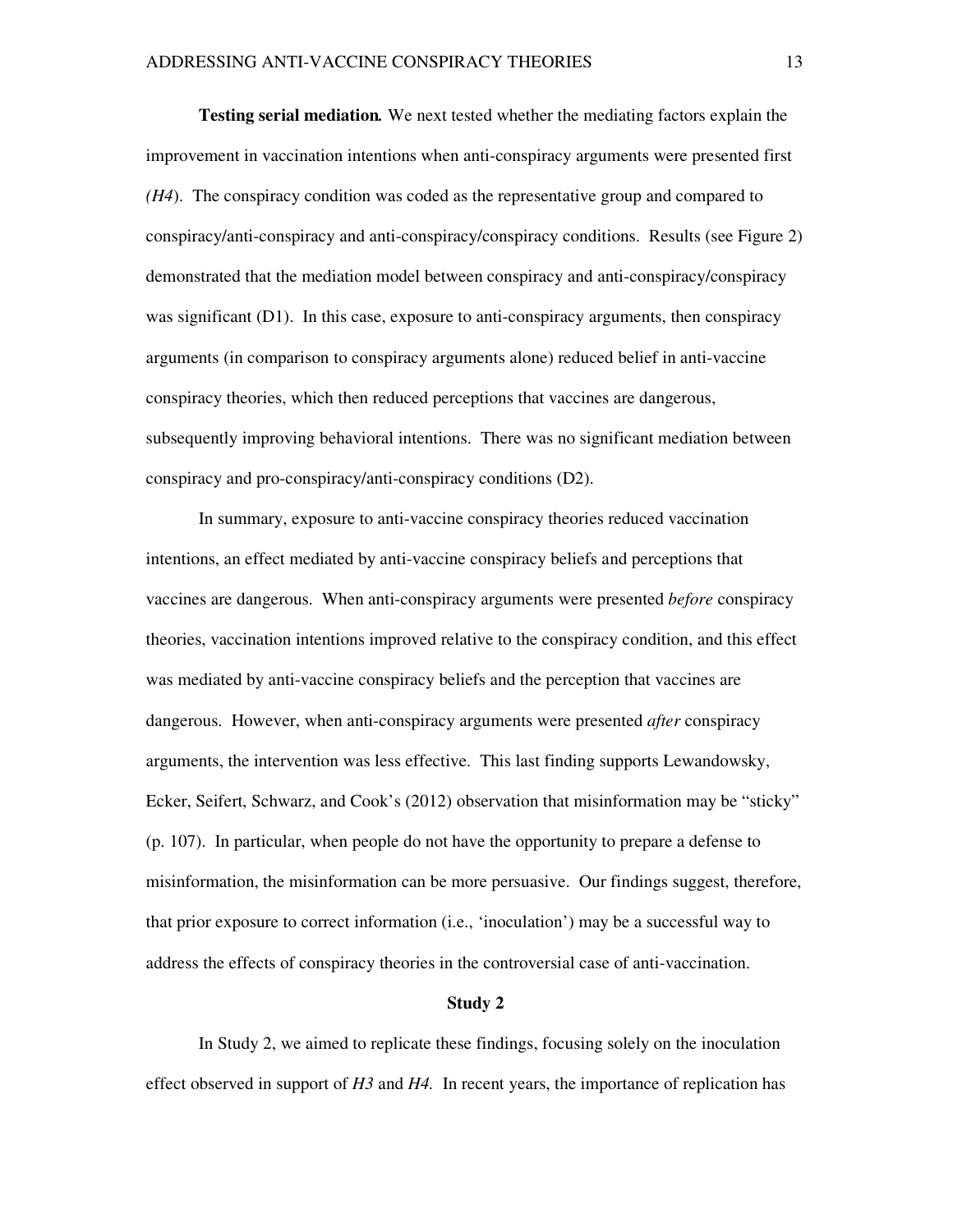**Testing serial mediation.** We next tested whether the mediating factors explain the improvement in vaccination intentions when anti-conspiracy arguments were presented first *(H4*). The conspiracy condition was coded as the representative group and compared to conspiracy/anti-conspiracy and anti-conspiracy/conspiracy conditions. Results (see Figure 2) demonstrated that the mediation model between conspiracy and anti-conspiracy/conspiracy was significant (D1). In this case, exposure to anti-conspiracy arguments, then conspiracy arguments (in comparison to conspiracy arguments alone) reduced belief in anti-vaccine conspiracy theories, which then reduced perceptions that vaccines are dangerous, subsequently improving behavioral intentions. There was no significant mediation between conspiracy and pro-conspiracy/anti-conspiracy conditions (D2).

In summary, exposure to anti-vaccine conspiracy theories reduced vaccination intentions, an effect mediated by anti-vaccine conspiracy beliefs and perceptions that vaccines are dangerous. When anti-conspiracy arguments were presented *before* conspiracy theories, vaccination intentions improved relative to the conspiracy condition, and this effect was mediated by anti-vaccine conspiracy beliefs and the perception that vaccines are dangerous. However, when anti-conspiracy arguments were presented *after* conspiracy arguments, the intervention was less effective. This last finding supports Lewandowsky, Ecker, Seifert, Schwarz, and Cook's (2012) observation that misinformation may be "sticky" (p. 107). In particular, when people do not have the opportunity to prepare a defense to misinformation, the misinformation can be more persuasive. Our findings suggest, therefore, that prior exposure to correct information (i.e., 'inoculation') may be a successful way to address the effects of conspiracy theories in the controversial case of anti-vaccination.

## Study 2

In Study 2, we aimed to replicate these findings, focusing solely on the inoculation effect observed in support of *H3* and *H4.* In recent years, the importance of replication has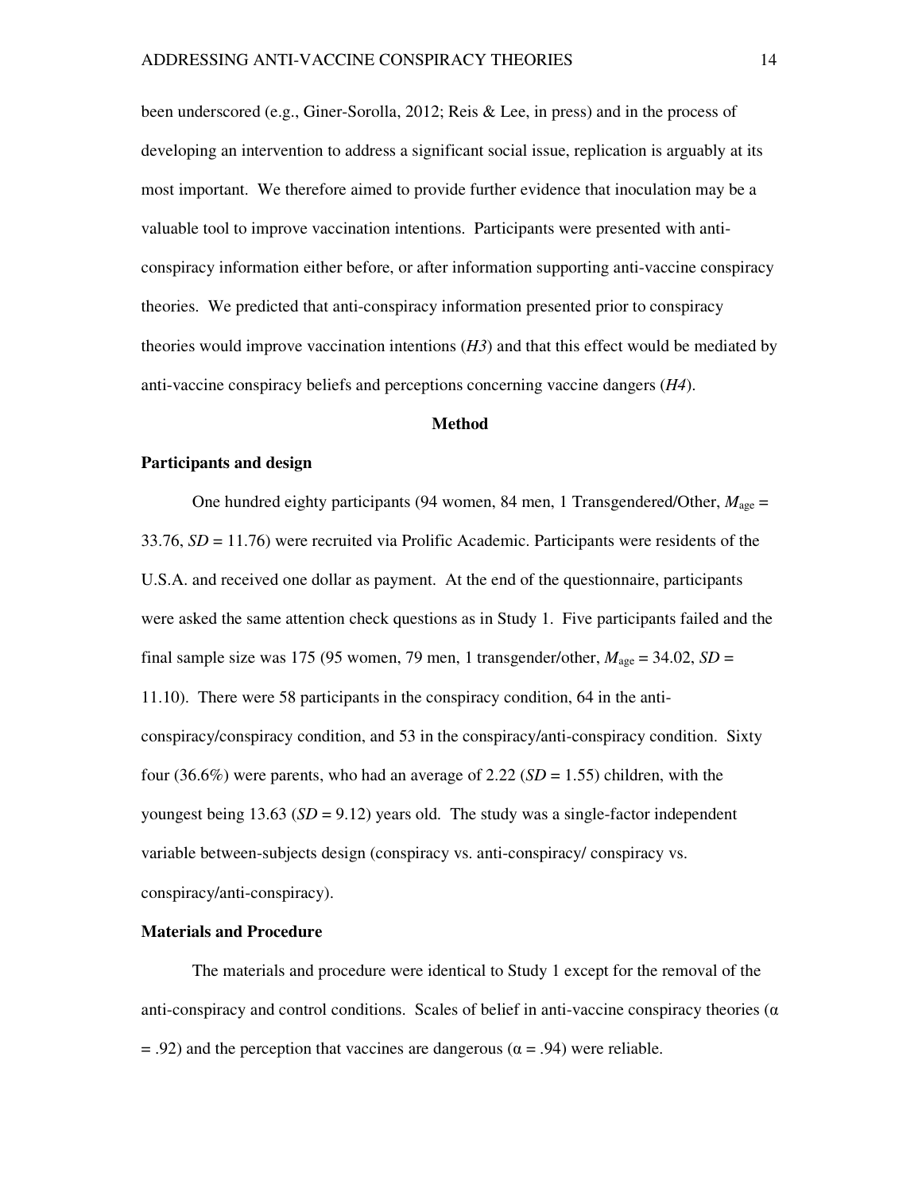been underscored (e.g., Giner-Sorolla, 2012; Reis & Lee, in press) and in the process of developing an intervention to address a significant social issue, replication is arguably at its most important. We therefore aimed to provide further evidence that inoculation may be a valuable tool to improve vaccination intentions. Participants were presented with anti-conspiracy information either before, or after information supporting anti-vaccine conspiracy theories. We predicted that anti-conspiracy information presented prior to conspiracy theories would improve vaccination intentions (*H3*) and that this effect would be mediated by anti-vaccine conspiracy beliefs and perceptions concerning vaccine dangers (*H4*).

## Method

### Participants and design

One hundred eighty participants (94 women, 84 men, 1 Transgendered/Other, $M_{age}$ = 33.76, *SD* = 11.76) were recruited via Prolific Academic. Participants were residents of the U.S.A. and received one dollar as payment. At the end of the questionnaire, participants were asked the same attention check questions as in Study 1. Five participants failed and the final sample size was 175 (95 women, 79 men, 1 transgender/other, $M_{age}$ = 34.02, *SD* = 11.10). There were 58 participants in the conspiracy condition, 64 in the anti-conspiracy/conspiracy condition, and 53 in the conspiracy/anti-conspiracy condition. Sixty four (36.6%) were parents, who had an average of 2.22 (*SD* = 1.55) children, with the youngest being 13.63 (*SD* = 9.12) years old. The study was a single-factor independent variable between-subjects design (conspiracy vs. anti-conspiracy/ conspiracy vs. conspiracy/anti-conspiracy).

### Materials and Procedure

The materials and procedure were identical to Study 1 except for the removal of the anti-conspiracy and control conditions. Scales of belief in anti-vaccine conspiracy theories ($\alpha$ = .92) and the perception that vaccines are dangerous ($\alpha$ = .94) were reliable.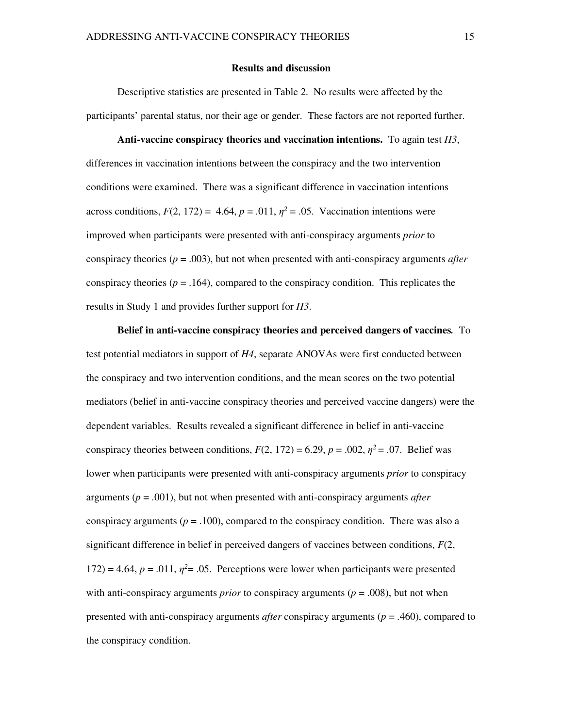## Results and discussion

Descriptive statistics are presented in Table 2. No results were affected by the participants' parental status, nor their age or gender. These factors are not reported further.

**Anti-vaccine conspiracy theories and vaccination intentions.** To again test *H3*, differences in vaccination intentions between the conspiracy and the two intervention conditions were examined. There was a significant difference in vaccination intentions across conditions, $F(2, 172) = 4.64$, $p = .011$, $\eta^2 = .05$. Vaccination intentions were improved when participants were presented with anti-conspiracy arguments *prior* to conspiracy theories ($p = .003$), but not when presented with anti-conspiracy arguments *after* conspiracy theories ($p = .164$), compared to the conspiracy condition. This replicates the results in Study 1 and provides further support for *H3*.

**Belief in anti-vaccine conspiracy theories and perceived dangers of vaccines.** To test potential mediators in support of *H4*, separate ANOVAs were first conducted between the conspiracy and two intervention conditions, and the mean scores on the two potential mediators (belief in anti-vaccine conspiracy theories and perceived vaccine dangers) were the dependent variables. Results revealed a significant difference in belief in anti-vaccine conspiracy theories between conditions, $F(2, 172) = 6.29$, $p = .002$, $\eta^2 = .07$. Belief was lower when participants were presented with anti-conspiracy arguments *prior* to conspiracy arguments ($p = .001$), but not when presented with anti-conspiracy arguments *after* conspiracy arguments ($p = .100$), compared to the conspiracy condition. There was also a significant difference in belief in perceived dangers of vaccines between conditions, $F(2, 172) = 4.64$, $p = .011$, $\eta^2 = .05$. Perceptions were lower when participants were presented with anti-conspiracy arguments *prior* to conspiracy arguments ($p = .008$), but not when presented with anti-conspiracy arguments *after* conspiracy arguments ($p = .460$), compared to the conspiracy condition.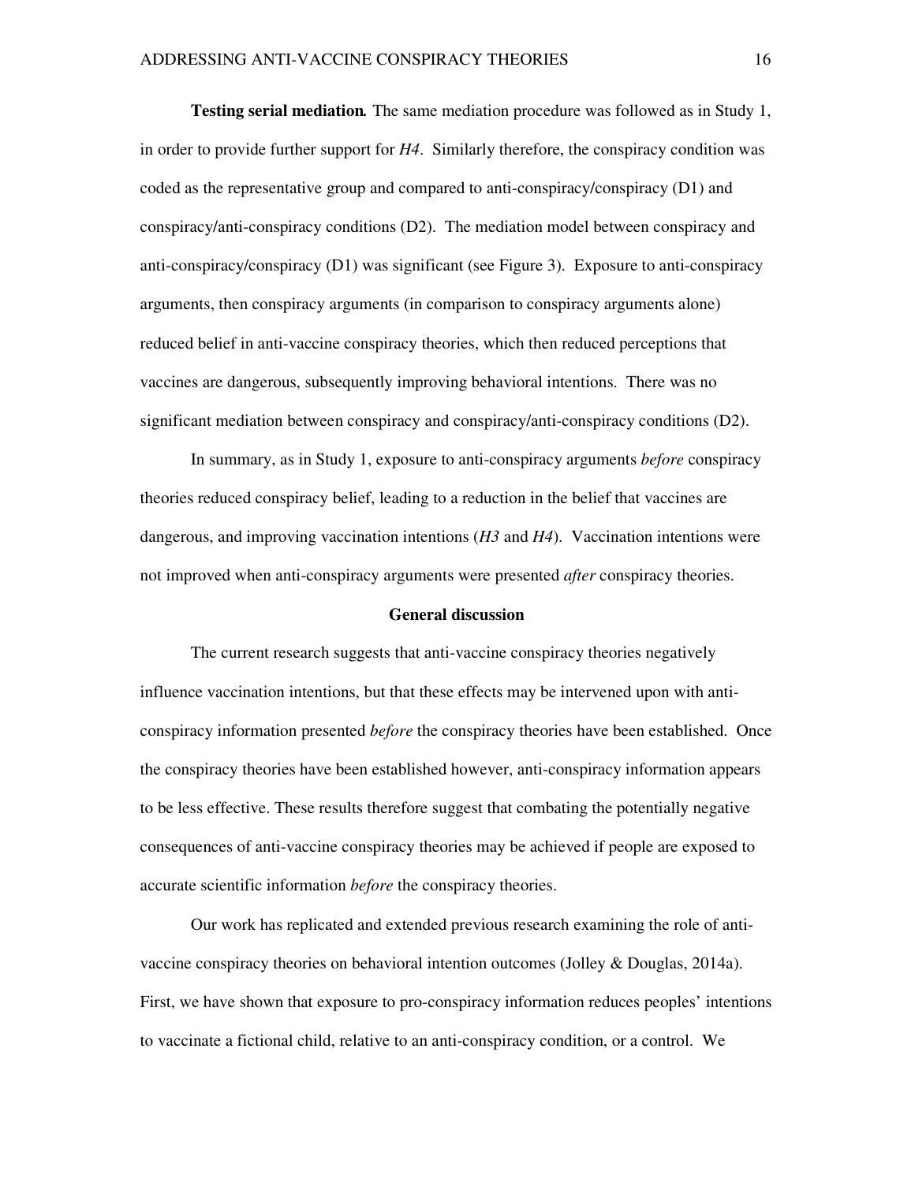**Testing serial mediation.** The same mediation procedure was followed as in Study 1, in order to provide further support for *H4*. Similarly therefore, the conspiracy condition was coded as the representative group and compared to anti-conspiracy/conspiracy (D1) and conspiracy/anti-conspiracy conditions (D2). The mediation model between conspiracy and anti-conspiracy/conspiracy (D1) was significant (see Figure 3). Exposure to anti-conspiracy arguments, then conspiracy arguments (in comparison to conspiracy arguments alone) reduced belief in anti-vaccine conspiracy theories, which then reduced perceptions that vaccines are dangerous, subsequently improving behavioral intentions. There was no significant mediation between conspiracy and conspiracy/anti-conspiracy conditions (D2).

In summary, as in Study 1, exposure to anti-conspiracy arguments *before* conspiracy theories reduced conspiracy belief, leading to a reduction in the belief that vaccines are dangerous, and improving vaccination intentions (*H3* and *H4*). Vaccination intentions were not improved when anti-conspiracy arguments were presented *after* conspiracy theories.

## General discussion

The current research suggests that anti-vaccine conspiracy theories negatively influence vaccination intentions, but that these effects may be intervened upon with anti-conspiracy information presented *before* the conspiracy theories have been established. Once the conspiracy theories have been established however, anti-conspiracy information appears to be less effective. These results therefore suggest that combating the potentially negative consequences of anti-vaccine conspiracy theories may be achieved if people are exposed to accurate scientific information *before* the conspiracy theories.

Our work has replicated and extended previous research examining the role of anti-vaccine conspiracy theories on behavioral intention outcomes (Jolley & Douglas, 2014a). First, we have shown that exposure to pro-conspiracy information reduces peoples' intentions to vaccinate a fictional child, relative to an anti-conspiracy condition, or a control. We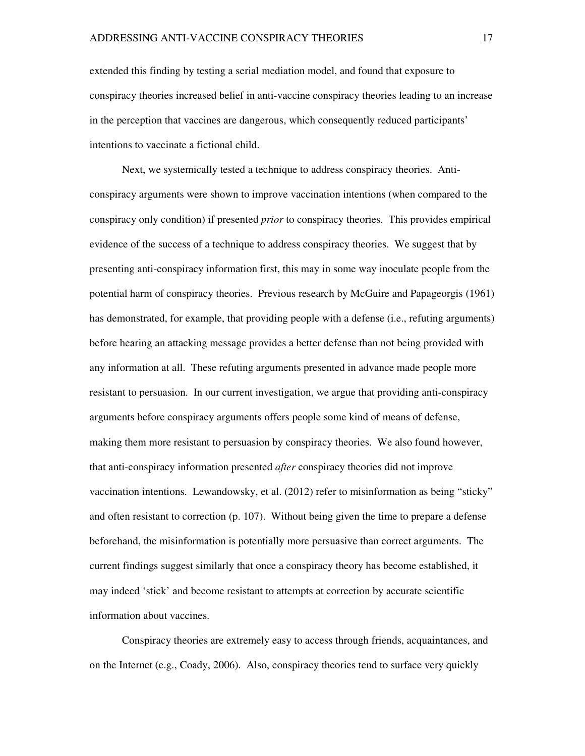extended this finding by testing a serial mediation model, and found that exposure to conspiracy theories increased belief in anti-vaccine conspiracy theories leading to an increase in the perception that vaccines are dangerous, which consequently reduced participants' intentions to vaccinate a fictional child.

Next, we systemically tested a technique to address conspiracy theories. Anti-conspiracy arguments were shown to improve vaccination intentions (when compared to the conspiracy only condition) if presented *prior* to conspiracy theories. This provides empirical evidence of the success of a technique to address conspiracy theories. We suggest that by presenting anti-conspiracy information first, this may in some way inoculate people from the potential harm of conspiracy theories. Previous research by McGuire and Papageorgis (1961) has demonstrated, for example, that providing people with a defense (i.e., refuting arguments) before hearing an attacking message provides a better defense than not being provided with any information at all. These refuting arguments presented in advance made people more resistant to persuasion. In our current investigation, we argue that providing anti-conspiracy arguments before conspiracy arguments offers people some kind of means of defense, making them more resistant to persuasion by conspiracy theories. We also found however, that anti-conspiracy information presented *after* conspiracy theories did not improve vaccination intentions. Lewandowsky, et al. (2012) refer to misinformation as being "sticky" and often resistant to correction (p. 107). Without being given the time to prepare a defense beforehand, the misinformation is potentially more persuasive than correct arguments. The current findings suggest similarly that once a conspiracy theory has become established, it may indeed 'stick' and become resistant to attempts at correction by accurate scientific information about vaccines.

Conspiracy theories are extremely easy to access through friends, acquaintances, and on the Internet (e.g., Coady, 2006). Also, conspiracy theories tend to surface very quickly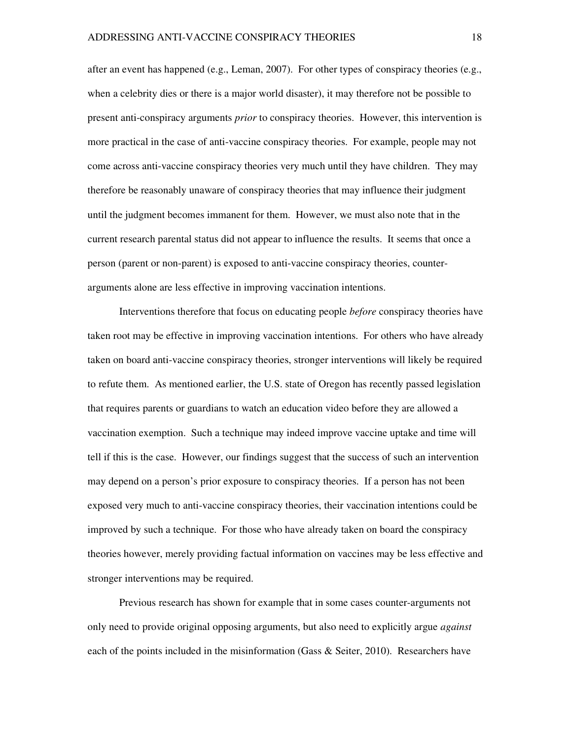after an event has happened (e.g., Leman, 2007). For other types of conspiracy theories (e.g., when a celebrity dies or there is a major world disaster), it may therefore not be possible to present anti-conspiracy arguments *prior* to conspiracy theories. However, this intervention is more practical in the case of anti-vaccine conspiracy theories. For example, people may not come across anti-vaccine conspiracy theories very much until they have children. They may therefore be reasonably unaware of conspiracy theories that may influence their judgment until the judgment becomes immanent for them. However, we must also note that in the current research parental status did not appear to influence the results. It seems that once a person (parent or non-parent) is exposed to anti-vaccine conspiracy theories, counter-arguments alone are less effective in improving vaccination intentions.

Interventions therefore that focus on educating people *before* conspiracy theories have taken root may be effective in improving vaccination intentions. For others who have already taken on board anti-vaccine conspiracy theories, stronger interventions will likely be required to refute them. As mentioned earlier, the U.S. state of Oregon has recently passed legislation that requires parents or guardians to watch an education video before they are allowed a vaccination exemption. Such a technique may indeed improve vaccine uptake and time will tell if this is the case. However, our findings suggest that the success of such an intervention may depend on a person's prior exposure to conspiracy theories. If a person has not been exposed very much to anti-vaccine conspiracy theories, their vaccination intentions could be improved by such a technique. For those who have already taken on board the conspiracy theories however, merely providing factual information on vaccines may be less effective and stronger interventions may be required.

Previous research has shown for example that in some cases counter-arguments not only need to provide original opposing arguments, but also need to explicitly argue *against* each of the points included in the misinformation (Gass & Seiter, 2010). Researchers have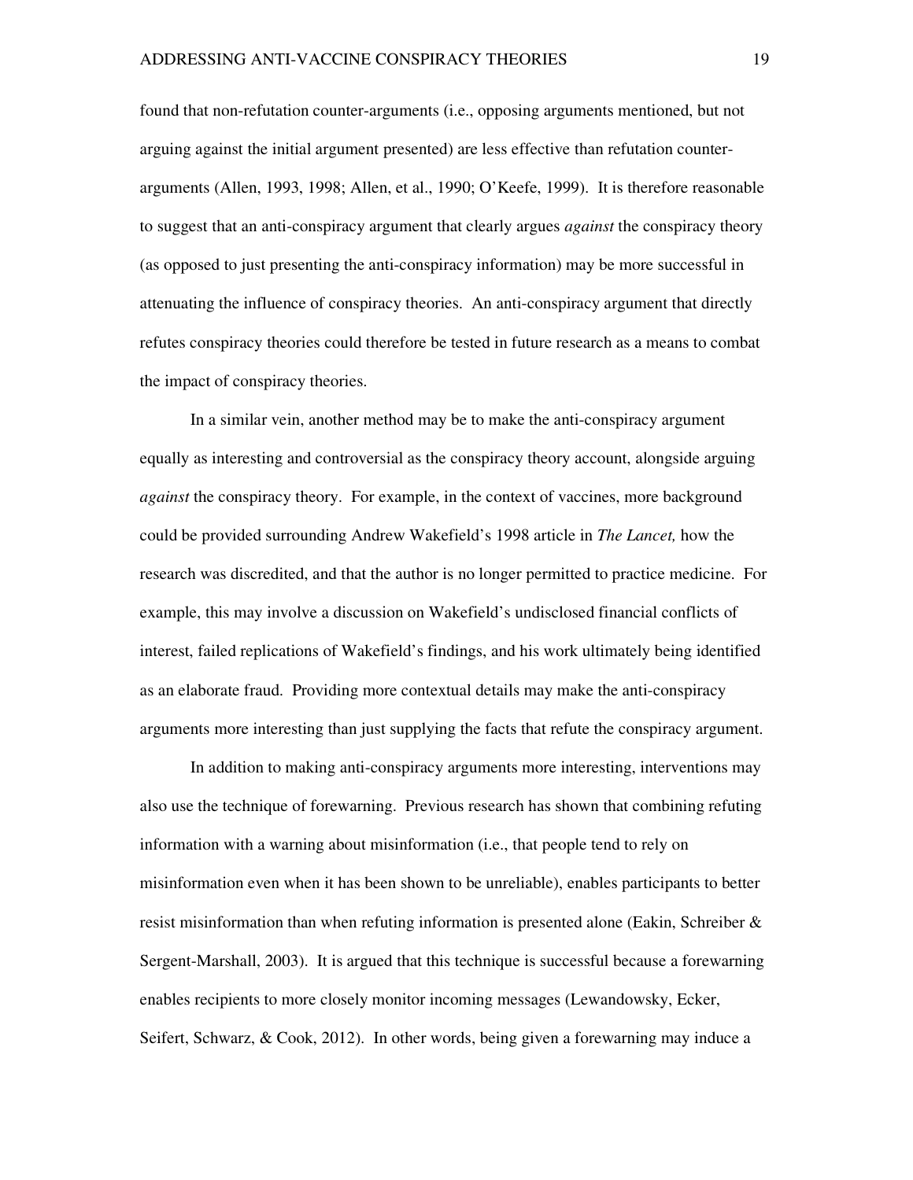found that non-refutation counter-arguments (i.e., opposing arguments mentioned, but not arguing against the initial argument presented) are less effective than refutation counter-arguments (Allen, 1993, 1998; Allen, et al., 1990; O'Keefe, 1999). It is therefore reasonable to suggest that an anti-conspiracy argument that clearly argues *against* the conspiracy theory (as opposed to just presenting the anti-conspiracy information) may be more successful in attenuating the influence of conspiracy theories. An anti-conspiracy argument that directly refutes conspiracy theories could therefore be tested in future research as a means to combat the impact of conspiracy theories.

In a similar vein, another method may be to make the anti-conspiracy argument equally as interesting and controversial as the conspiracy theory account, alongside arguing *against* the conspiracy theory. For example, in the context of vaccines, more background could be provided surrounding Andrew Wakefield's 1998 article in *The Lancet,* how the research was discredited, and that the author is no longer permitted to practice medicine. For example, this may involve a discussion on Wakefield's undisclosed financial conflicts of interest, failed replications of Wakefield's findings, and his work ultimately being identified as an elaborate fraud. Providing more contextual details may make the anti-conspiracy arguments more interesting than just supplying the facts that refute the conspiracy argument.

In addition to making anti-conspiracy arguments more interesting, interventions may also use the technique of forewarning. Previous research has shown that combining refuting information with a warning about misinformation (i.e., that people tend to rely on misinformation even when it has been shown to be unreliable), enables participants to better resist misinformation than when refuting information is presented alone (Eakin, Schreiber & Sergent-Marshall, 2003). It is argued that this technique is successful because a forewarning enables recipients to more closely monitor incoming messages (Lewandowsky, Ecker, Seifert, Schwarz, & Cook, 2012). In other words, being given a forewarning may induce a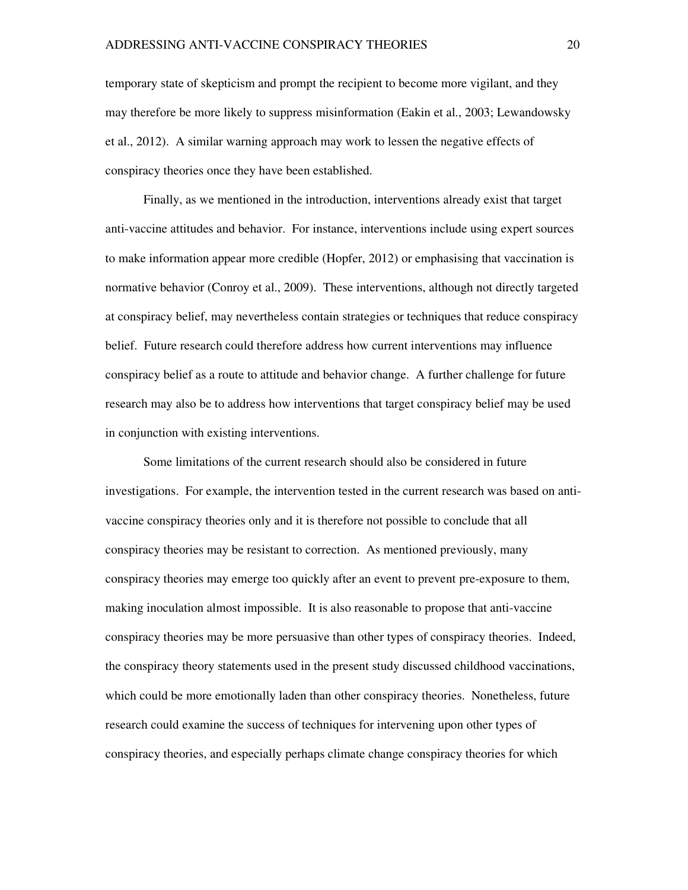temporary state of skepticism and prompt the recipient to become more vigilant, and they may therefore be more likely to suppress misinformation (Eakin et al., 2003; Lewandowsky et al., 2012). A similar warning approach may work to lessen the negative effects of conspiracy theories once they have been established.

Finally, as we mentioned in the introduction, interventions already exist that target anti-vaccine attitudes and behavior. For instance, interventions include using expert sources to make information appear more credible (Hopfer, 2012) or emphasising that vaccination is normative behavior (Conroy et al., 2009). These interventions, although not directly targeted at conspiracy belief, may nevertheless contain strategies or techniques that reduce conspiracy belief. Future research could therefore address how current interventions may influence conspiracy belief as a route to attitude and behavior change. A further challenge for future research may also be to address how interventions that target conspiracy belief may be used in conjunction with existing interventions.

Some limitations of the current research should also be considered in future investigations. For example, the intervention tested in the current research was based on anti-vaccine conspiracy theories only and it is therefore not possible to conclude that all conspiracy theories may be resistant to correction. As mentioned previously, many conspiracy theories may emerge too quickly after an event to prevent pre-exposure to them, making inoculation almost impossible. It is also reasonable to propose that anti-vaccine conspiracy theories may be more persuasive than other types of conspiracy theories. Indeed, the conspiracy theory statements used in the present study discussed childhood vaccinations, which could be more emotionally laden than other conspiracy theories. Nonetheless, future research could examine the success of techniques for intervening upon other types of conspiracy theories, and especially perhaps climate change conspiracy theories for which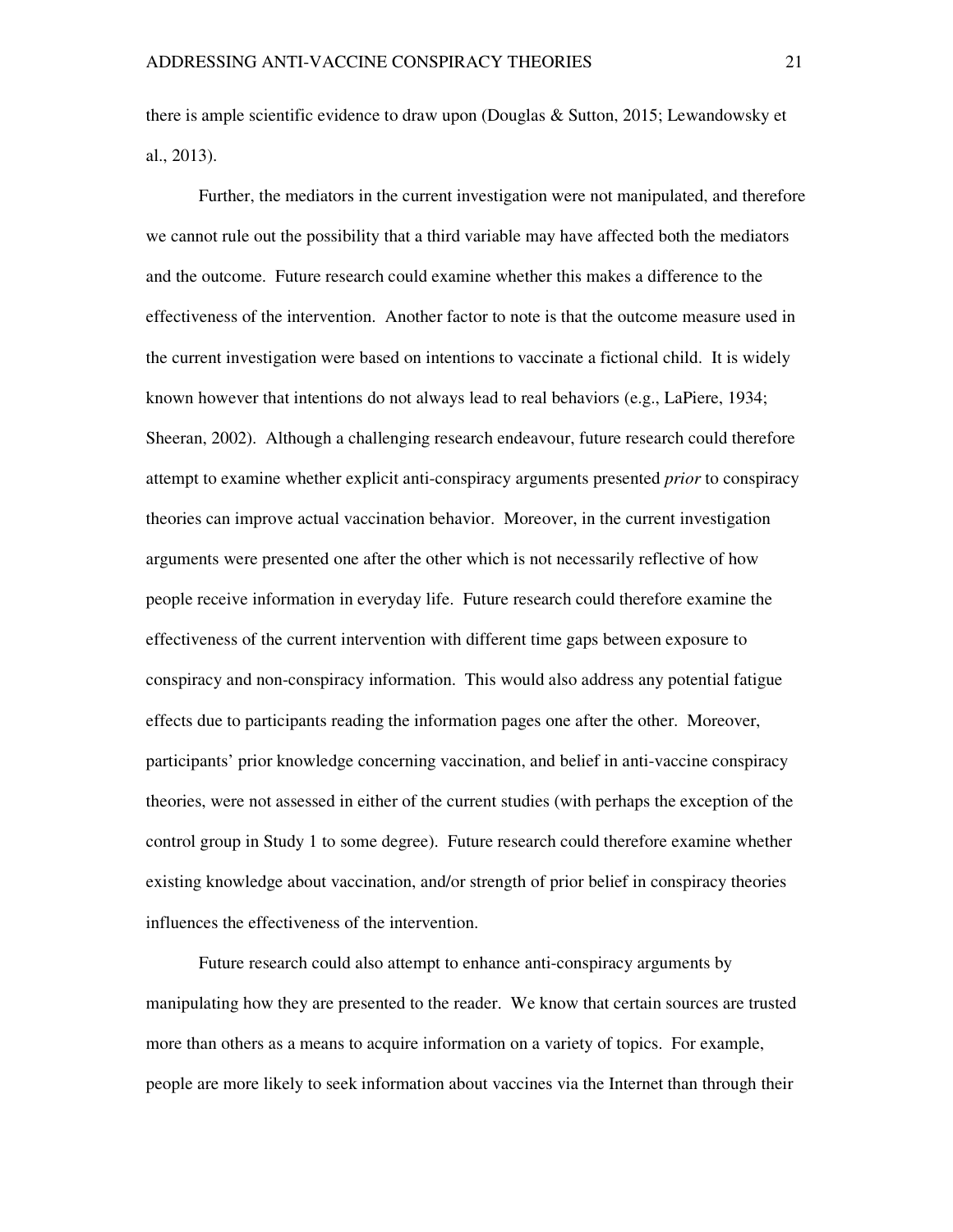there is ample scientific evidence to draw upon (Douglas & Sutton, 2015; Lewandowsky et al., 2013).

Further, the mediators in the current investigation were not manipulated, and therefore we cannot rule out the possibility that a third variable may have affected both the mediators and the outcome. Future research could examine whether this makes a difference to the effectiveness of the intervention. Another factor to note is that the outcome measure used in the current investigation were based on intentions to vaccinate a fictional child. It is widely known however that intentions do not always lead to real behaviors (e.g., LaPiere, 1934; Sheeran, 2002). Although a challenging research endeavour, future research could therefore attempt to examine whether explicit anti-conspiracy arguments presented *prior* to conspiracy theories can improve actual vaccination behavior. Moreover, in the current investigation arguments were presented one after the other which is not necessarily reflective of how people receive information in everyday life. Future research could therefore examine the effectiveness of the current intervention with different time gaps between exposure to conspiracy and non-conspiracy information. This would also address any potential fatigue effects due to participants reading the information pages one after the other. Moreover, participants' prior knowledge concerning vaccination, and belief in anti-vaccine conspiracy theories, were not assessed in either of the current studies (with perhaps the exception of the control group in Study 1 to some degree). Future research could therefore examine whether existing knowledge about vaccination, and/or strength of prior belief in conspiracy theories influences the effectiveness of the intervention.

Future research could also attempt to enhance anti-conspiracy arguments by manipulating how they are presented to the reader. We know that certain sources are trusted more than others as a means to acquire information on a variety of topics. For example, people are more likely to seek information about vaccines via the Internet than through their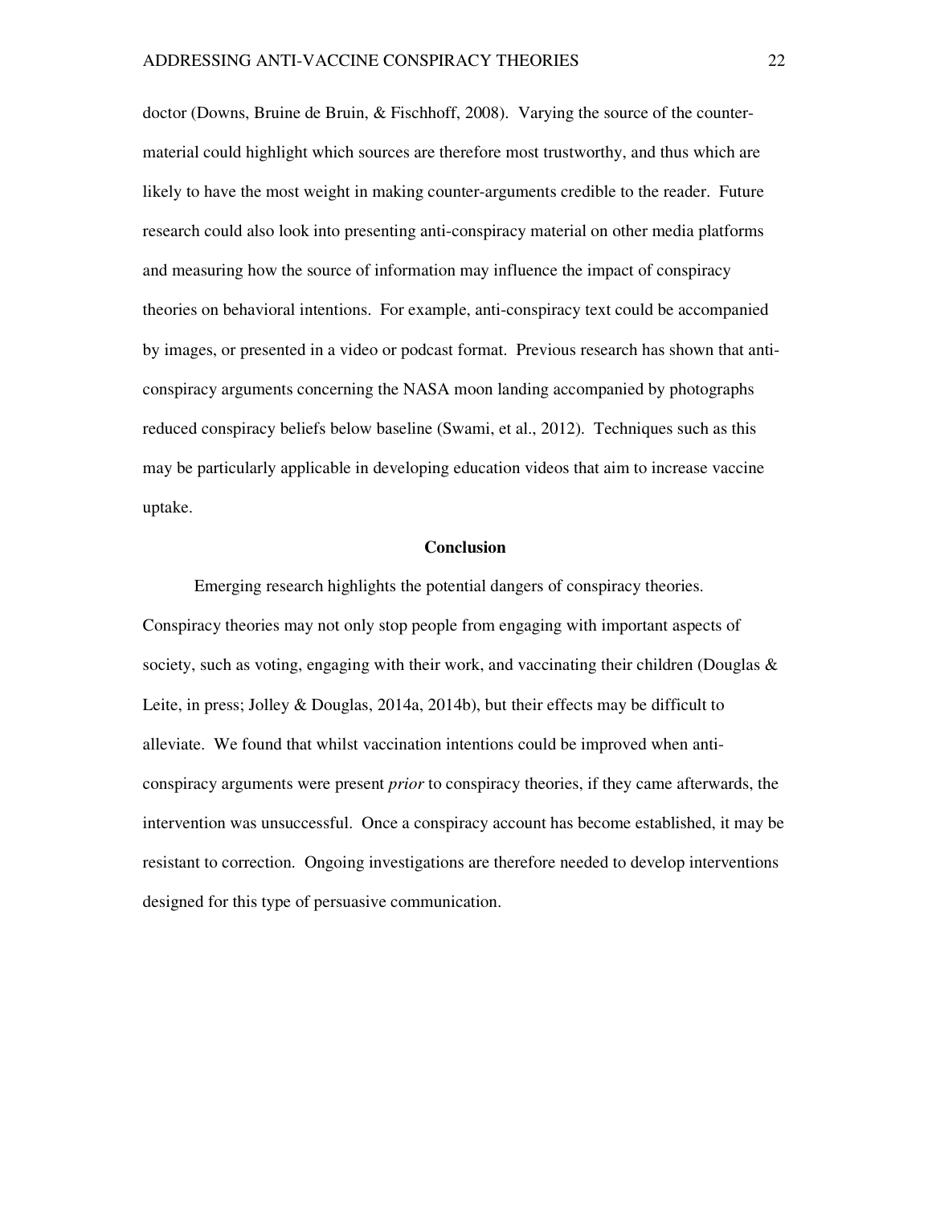doctor (Downs, Bruine de Bruin, & Fischhoff, 2008). Varying the source of the counter-material could highlight which sources are therefore most trustworthy, and thus which are likely to have the most weight in making counter-arguments credible to the reader. Future research could also look into presenting anti-conspiracy material on other media platforms and measuring how the source of information may influence the impact of conspiracy theories on behavioral intentions. For example, anti-conspiracy text could be accompanied by images, or presented in a video or podcast format. Previous research has shown that anti-conspiracy arguments concerning the NASA moon landing accompanied by photographs reduced conspiracy beliefs below baseline (Swami, et al., 2012). Techniques such as this may be particularly applicable in developing education videos that aim to increase vaccine uptake.

## Conclusion

Emerging research highlights the potential dangers of conspiracy theories. Conspiracy theories may not only stop people from engaging with important aspects of society, such as voting, engaging with their work, and vaccinating their children (Douglas & Leite, in press; Jolley & Douglas, 2014a, 2014b), but their effects may be difficult to alleviate. We found that whilst vaccination intentions could be improved when anti-conspiracy arguments were present *prior* to conspiracy theories, if they came afterwards, the intervention was unsuccessful. Once a conspiracy account has become established, it may be resistant to correction. Ongoing investigations are therefore needed to develop interventions designed for this type of persuasive communication.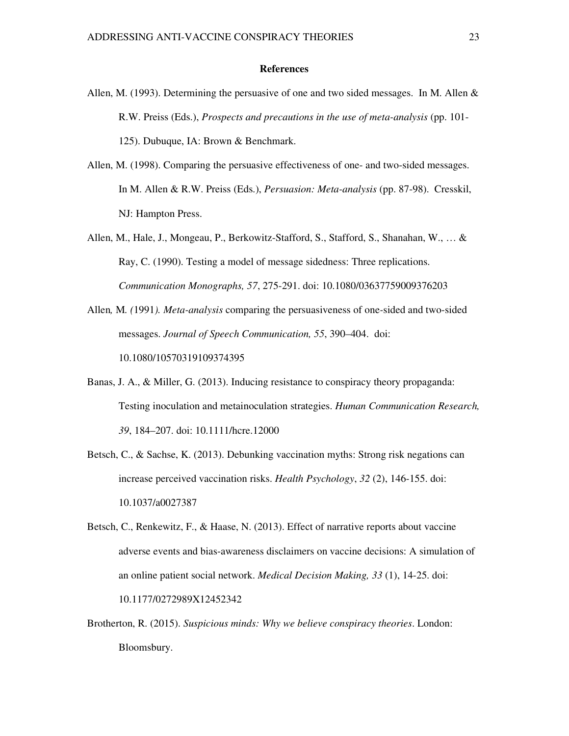**References**

Allen, M. (1993). Determining the persuasive of one and two sided messages. In M. Allen & R.W. Preiss (Eds.), *Prospects and precautions in the use of meta-analysis* (pp. 101-125). Dubuque, IA: Brown & Benchmark.

Allen, M. (1998). Comparing the persuasive effectiveness of one- and two-sided messages. In M. Allen & R.W. Preiss (Eds.), *Persuasion: Meta-analysis* (pp. 87-98). Cresskil, NJ: Hampton Press.

Allen, M., Hale, J., Mongeau, P., Berkowitz-Stafford, S., Stafford, S., Shanahan, W., … & Ray, C. (1990). Testing a model of message sidedness: Three replications. *Communication Monographs, 57*, 275-291. doi: 10.1080/03637759009376203

Allen*, M. (*1991*). Meta-analysis* comparing the persuasiveness of one-sided and two-sided messages. *Journal of Speech Communication, 55*, 390–404. doi: 10.1080/10570319109374395

Banas, J. A., & Miller, G. (2013). Inducing resistance to conspiracy theory propaganda: Testing inoculation and metainoculation strategies. *Human Communication Research, 39*, 184–207. doi: 10.1111/hcre.12000

Betsch, C., & Sachse, K. (2013). Debunking vaccination myths: Strong risk negations can increase perceived vaccination risks. *Health Psychology*, *32* (2), 146-155. doi: 10.1037/a0027387

Betsch, C., Renkewitz, F., & Haase, N. (2013). Effect of narrative reports about vaccine adverse events and bias-awareness disclaimers on vaccine decisions: A simulation of an online patient social network. *Medical Decision Making, 33* (1), 14-25. doi: 10.1177/0272989X12452342

Brotherton, R. (2015). *Suspicious minds: Why we believe conspiracy theories*. London: Bloomsbury.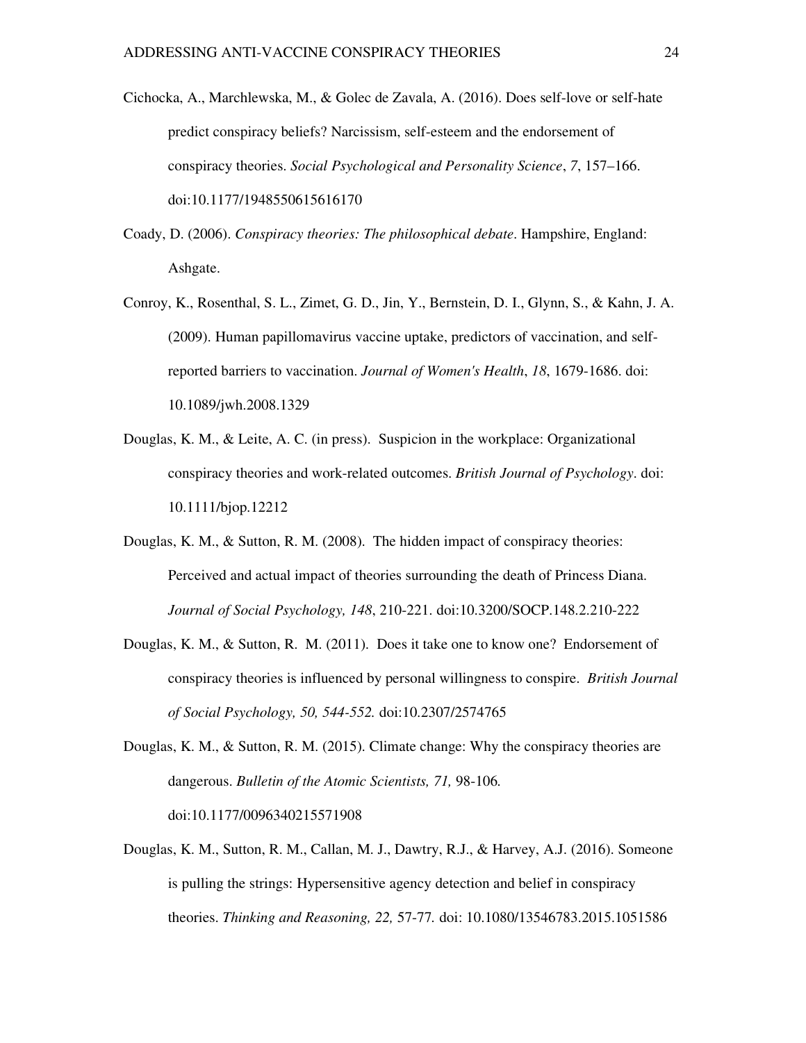Cichocka, A., Marchlewska, M., & Golec de Zavala, A. (2016). Does self-love or self-hate predict conspiracy beliefs? Narcissism, self-esteem and the endorsement of conspiracy theories. *Social Psychological and Personality Science*, *7*, 157–166. doi:10.1177/1948550615616170

Coady, D. (2006). *Conspiracy theories: The philosophical debate*. Hampshire, England: Ashgate.

Conroy, K., Rosenthal, S. L., Zimet, G. D., Jin, Y., Bernstein, D. I., Glynn, S., & Kahn, J. A. (2009). Human papillomavirus vaccine uptake, predictors of vaccination, and self-reported barriers to vaccination. *Journal of Women's Health*, *18*, 1679-1686. doi: 10.1089/jwh.2008.1329

Douglas, K. M., & Leite, A. C. (in press). Suspicion in the workplace: Organizational conspiracy theories and work-related outcomes. *British Journal of Psychology*. doi: 10.1111/bjop.12212

Douglas, K. M., & Sutton, R. M. (2008). The hidden impact of conspiracy theories: Perceived and actual impact of theories surrounding the death of Princess Diana. *Journal of Social Psychology, 148*, 210-221. doi:10.3200/SOCP.148.2.210-222

Douglas, K. M., & Sutton, R. M. (2011). Does it take one to know one? Endorsement of conspiracy theories is influenced by personal willingness to conspire. *British Journal of Social Psychology, 50, 544-552.* doi:10.2307/2574765

Douglas, K. M., & Sutton, R. M. (2015). Climate change: Why the conspiracy theories are dangerous. *Bulletin of the Atomic Scientists, 71,* 98-106*.* doi:10.1177/0096340215571908

Douglas, K. M., Sutton, R. M., Callan, M. J., Dawtry, R.J., & Harvey, A.J. (2016). Someone is pulling the strings: Hypersensitive agency detection and belief in conspiracy theories. *Thinking and Reasoning, 22,* 57-77*.* doi: 10.1080/13546783.2015.1051586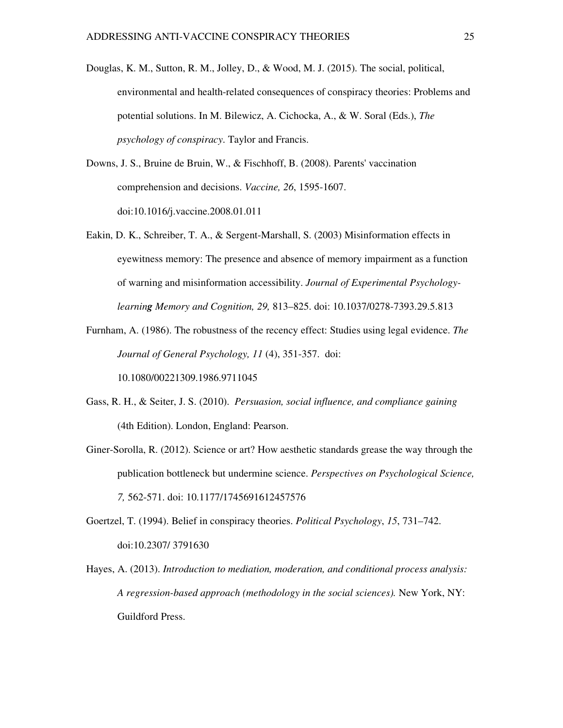Douglas, K. M., Sutton, R. M., Jolley, D., & Wood, M. J. (2015). The social, political, environmental and health-related consequences of conspiracy theories: Problems and potential solutions. In M. Bilewicz, A. Cichocka, A., & W. Soral (Eds.), *The psychology of conspiracy*. Taylor and Francis.

Downs, J. S., Bruine de Bruin, W., & Fischhoff, B. (2008). Parents' vaccination comprehension and decisions. *Vaccine, 26*, 1595-1607. doi:10.1016/j.vaccine.2008.01.011

Eakin, D. K., Schreiber, T. A., & Sergent-Marshall, S. (2003) Misinformation effects in eyewitness memory: The presence and absence of memory impairment as a function of warning and misinformation accessibility. *Journal of Experimental Psychology-learning Memory and Cognition, 29,* 813–825. doi: 10.1037/0278-7393.29.5.813

Furnham, A. (1986). The robustness of the recency effect: Studies using legal evidence. *The Journal of General Psychology, 11* (4), 351-357. doi: 10.1080/00221309.1986.9711045

Gass, R. H., & Seiter, J. S. (2010). *Persuasion, social influence, and compliance gaining* (4th Edition). London, England: Pearson.

Giner-Sorolla, R. (2012). Science or art? How aesthetic standards grease the way through the publication bottleneck but undermine science. *Perspectives on Psychological Science, 7,* 562-571. doi: 10.1177/1745691612457576

Goertzel, T. (1994). Belief in conspiracy theories. *Political Psychology*, *15*, 731–742. doi:10.2307/ 3791630

Hayes, A. (2013). *Introduction to mediation, moderation, and conditional process analysis: A regression-based approach (methodology in the social sciences).* New York, NY: Guildford Press.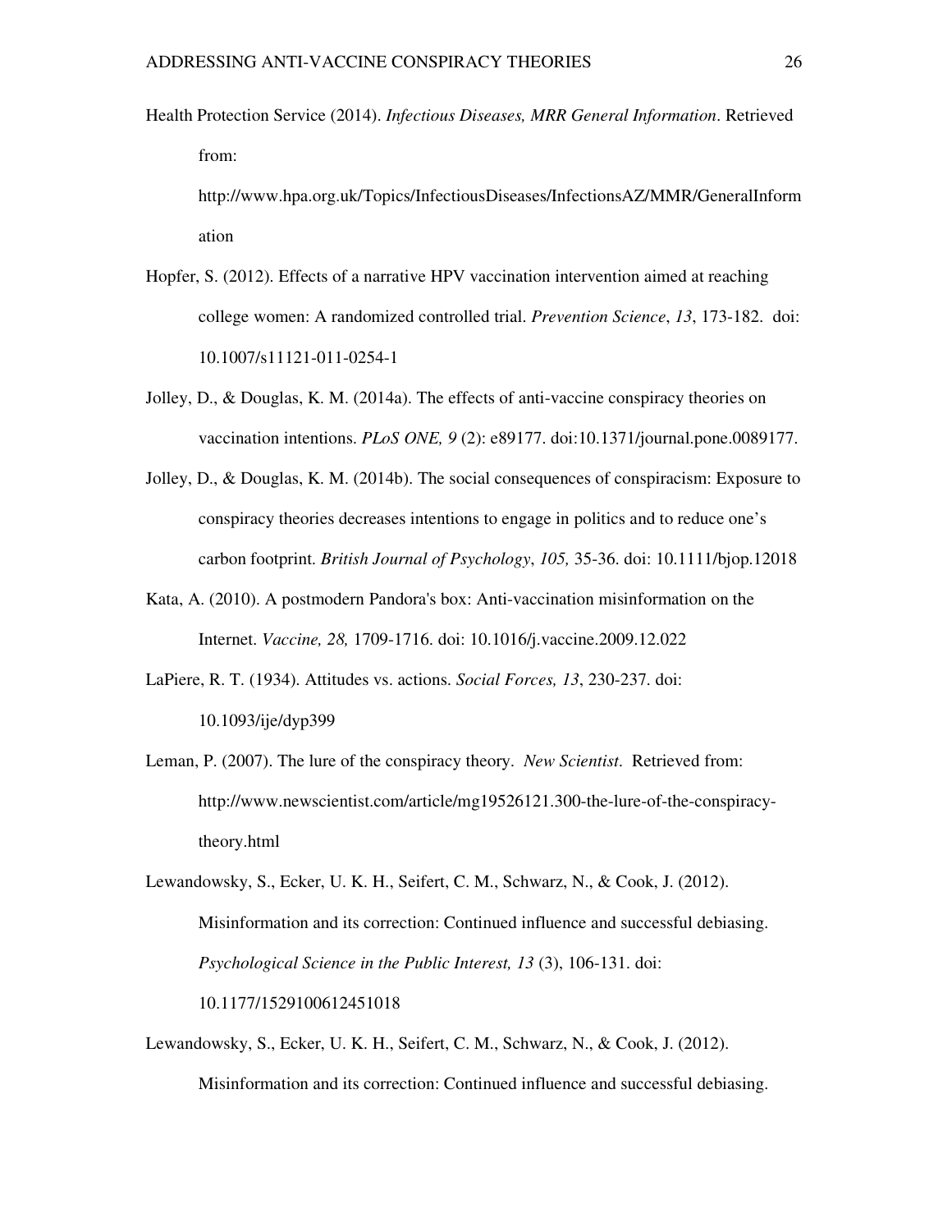Health Protection Service (2014). *Infectious Diseases, MRR General Information*. Retrieved from: http://www.hpa.org.uk/Topics/InfectiousDiseases/InfectionsAZ/MMR/GeneralInformation

Hopfer, S. (2012). Effects of a narrative HPV vaccination intervention aimed at reaching college women: A randomized controlled trial. *Prevention Science*, *13*, 173-182. doi: 10.1007/s11121-011-0254-1

Jolley, D., & Douglas, K. M. (2014a). The effects of anti-vaccine conspiracy theories on vaccination intentions. *PLoS ONE, 9* (2): e89177. doi:10.1371/journal.pone.0089177.

Jolley, D., & Douglas, K. M. (2014b). The social consequences of conspiracism: Exposure to conspiracy theories decreases intentions to engage in politics and to reduce one's carbon footprint. *British Journal of Psychology*, *105,* 35-36. doi: 10.1111/bjop.12018

Kata, A. (2010). A postmodern Pandora's box: Anti-vaccination misinformation on the Internet. *Vaccine, 28,* 1709-1716. doi: 10.1016/j.vaccine.2009.12.022

LaPiere, R. T. (1934). Attitudes vs. actions. *Social Forces, 13*, 230-237. doi: 10.1093/ije/dyp399

Leman, P. (2007). The lure of the conspiracy theory. *New Scientist*. Retrieved from: http://www.newscientist.com/article/mg19526121.300-the-lure-of-the-conspiracy-theory.html

Lewandowsky, S., Ecker, U. K. H., Seifert, C. M., Schwarz, N., & Cook, J. (2012). Misinformation and its correction: Continued influence and successful debiasing. *Psychological Science in the Public Interest, 13* (3), 106-131. doi: 10.1177/1529100612451018

Lewandowsky, S., Ecker, U. K. H., Seifert, C. M., Schwarz, N., & Cook, J. (2012). Misinformation and its correction: Continued influence and successful debiasing.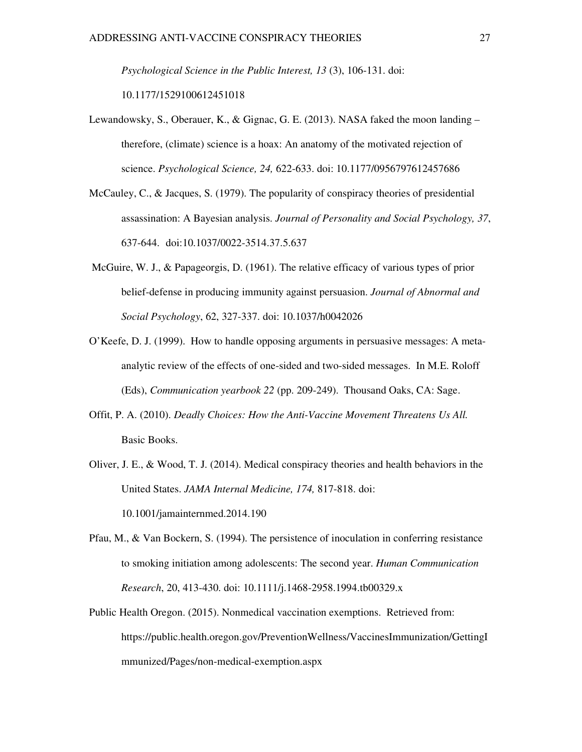*Psychological Science in the Public Interest, 13* (3), 106-131. doi: 10.1177/1529100612451018

Lewandowsky, S., Oberauer, K., & Gignac, G. E. (2013). NASA faked the moon landing – therefore, (climate) science is a hoax: An anatomy of the motivated rejection of science. *Psychological Science, 24,* 622-633. doi: 10.1177/0956797612457686

McCauley, C., & Jacques, S. (1979). The popularity of conspiracy theories of presidential assassination: A Bayesian analysis. *Journal of Personality and Social Psychology, 37*, 637-644. doi:10.1037/0022-3514.37.5.637

McGuire, W. J., & Papageorgis, D. (1961). The relative efficacy of various types of prior belief-defense in producing immunity against persuasion. *Journal of Abnormal and Social Psychology*, 62, 327-337. doi: 10.1037/h0042026

O'Keefe, D. J. (1999). How to handle opposing arguments in persuasive messages: A meta-analytic review of the effects of one-sided and two-sided messages. In M.E. Roloff (Eds), *Communication yearbook 22* (pp. 209-249). Thousand Oaks, CA: Sage.

Offit, P. A. (2010). *Deadly Choices: How the Anti-Vaccine Movement Threatens Us All.* Basic Books.

Oliver, J. E., & Wood, T. J. (2014). Medical conspiracy theories and health behaviors in the United States. *JAMA Internal Medicine, 174,* 817-818. doi: 10.1001/jamainternmed.2014.190

Pfau, M., & Van Bockern, S. (1994). The persistence of inoculation in conferring resistance to smoking initiation among adolescents: The second year. *Human Communication Research*, 20, 413-430. doi: 10.1111/j.1468-2958.1994.tb00329.x

Public Health Oregon. (2015). Nonmedical vaccination exemptions. Retrieved from: https://public.health.oregon.gov/PreventionWellness/VaccinesImmunization/GettingImmunized/Pages/non-medical-exemption.aspx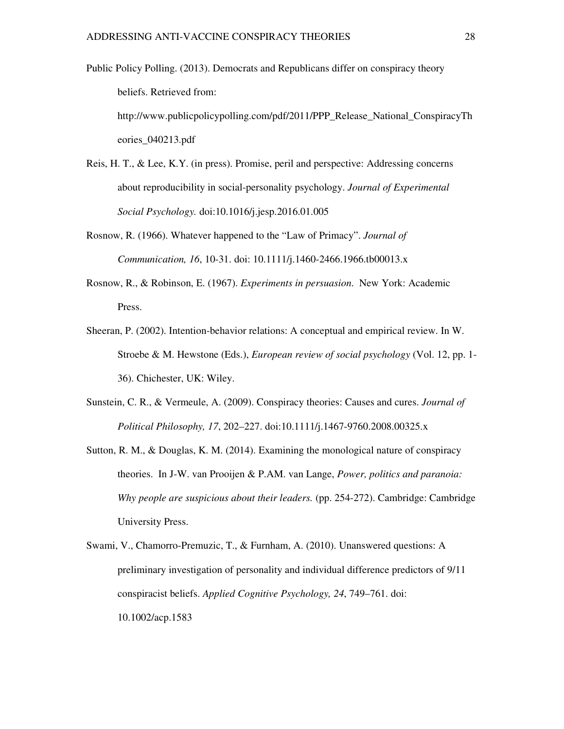Public Policy Polling. (2013). Democrats and Republicans differ on conspiracy theory beliefs. Retrieved from: http://www.publicpolicypolling.com/pdf/2011/PPP_Release_National_ConspiracyTheories_040213.pdf

Reis, H. T., & Lee, K.Y. (in press). Promise, peril and perspective: Addressing concerns about reproducibility in social-personality psychology. *Journal of Experimental Social Psychology.* doi:10.1016/j.jesp.2016.01.005

Rosnow, R. (1966). Whatever happened to the "Law of Primacy". *Journal of Communication, 16*, 10-31. doi: 10.1111/j.1460-2466.1966.tb00013.x

Rosnow, R., & Robinson, E. (1967). *Experiments in persuasion.* New York: Academic Press.

Sheeran, P. (2002). Intention-behavior relations: A conceptual and empirical review. In W. Stroebe & M. Hewstone (Eds.), *European review of social psychology* (Vol. 12, pp. 1-36). Chichester, UK: Wiley.

Sunstein, C. R., & Vermeule, A. (2009). Conspiracy theories: Causes and cures. *Journal of Political Philosophy, 17*, 202–227. doi:10.1111/j.1467-9760.2008.00325.x

Sutton, R. M., & Douglas, K. M. (2014). Examining the monological nature of conspiracy theories. In J-W. van Prooijen & P.AM. van Lange, *Power, politics and paranoia: Why people are suspicious about their leaders.* (pp. 254-272). Cambridge: Cambridge University Press.

Swami, V., Chamorro-Premuzic, T., & Furnham, A. (2010). Unanswered questions: A preliminary investigation of personality and individual difference predictors of 9/11 conspiracist beliefs. *Applied Cognitive Psychology, 24*, 749–761. doi: 10.1002/acp.1583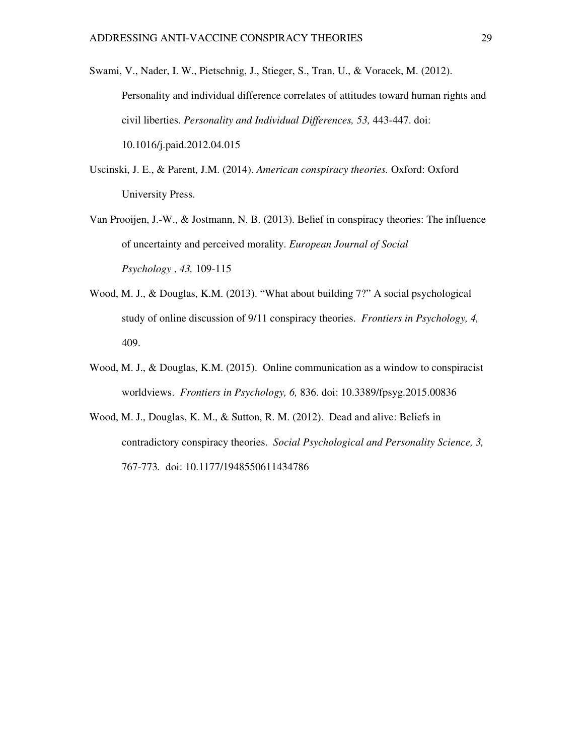Swami, V., Nader, I. W., Pietschnig, J., Stieger, S., Tran, U., & Voracek, M. (2012). Personality and individual difference correlates of attitudes toward human rights and civil liberties. *Personality and Individual Differences, 53,* 443-447. doi: 10.1016/j.paid.2012.04.015

Uscinski, J. E., & Parent, J.M. (2014). *American conspiracy theories.* Oxford: Oxford University Press.

Van Prooijen, J.-W., & Jostmann, N. B. (2013). Belief in conspiracy theories: The influence of uncertainty and perceived morality. *European Journal of Social Psychology* , *43,* 109-115

Wood, M. J., & Douglas, K.M. (2013). "What about building 7?" A social psychological study of online discussion of 9/11 conspiracy theories. *Frontiers in Psychology, 4,* 409.

Wood, M. J., & Douglas, K.M. (2015). Online communication as a window to conspiracist worldviews. *Frontiers in Psychology, 6,* 836. doi: 10.3389/fpsyg.2015.00836

Wood, M. J., Douglas, K. M., & Sutton, R. M. (2012). Dead and alive: Beliefs in contradictory conspiracy theories. *Social Psychological and Personality Science, 3,* 767-773. doi: 10.1177/1948550611434786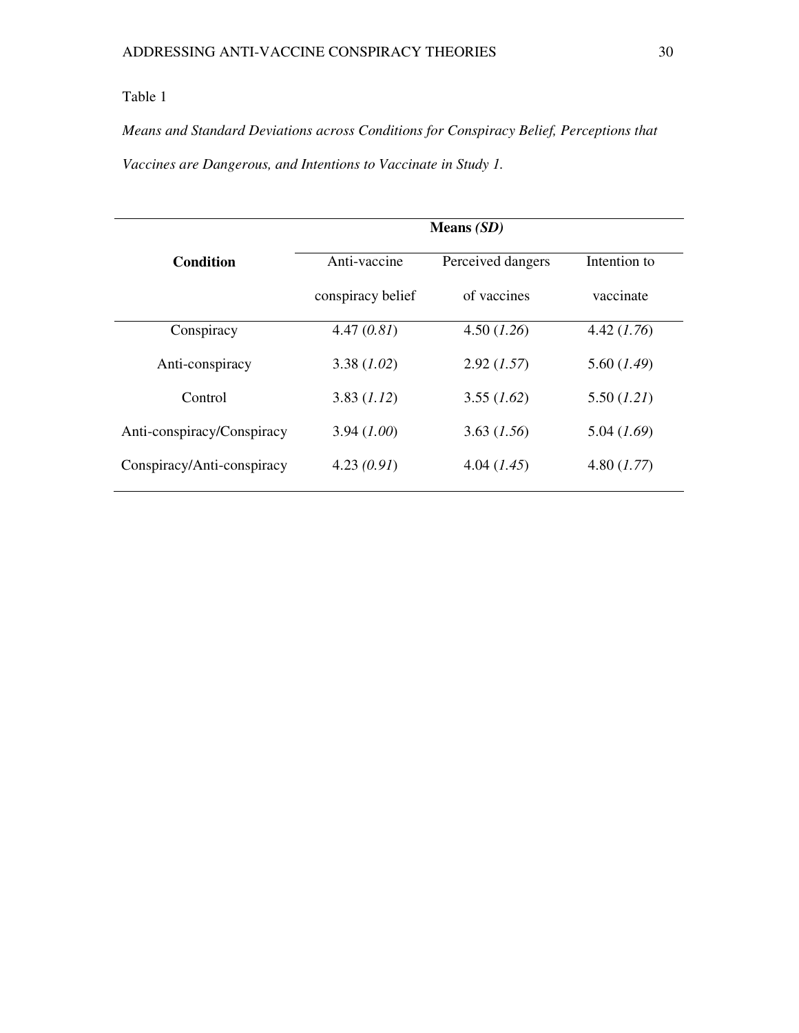Table 1

*Means and Standard Deviations across Conditions for Conspiracy Belief, Perceptions that Vaccines are Dangerous, and Intentions to Vaccinate in Study 1.*

| **Condition** | **Means *(SD)*** | | |
|---|---|---|---|
| | Anti-vaccine conspiracy belief | Perceived dangers of vaccines | Intention to vaccinate |
| Conspiracy | 4.47 (*0.81*) | 4.50 (*1.26*) | 4.42 (*1.76*) |
| Anti-conspiracy | 3.38 (*1.02*) | 2.92 (*1.57*) | 5.60 (*1.49*) |
| Control | 3.83 (*1.12*) | 3.55 (*1.62*) | 5.50 (*1.21*) |
| Anti-conspiracy/Conspiracy | 3.94 (*1.00*) | 3.63 (*1.56*) | 5.04 (*1.69*) |
| Conspiracy/Anti-conspiracy | 4.23 *(0.91)* | 4.04 (*1.45*) | 4.80 (*1.77*) |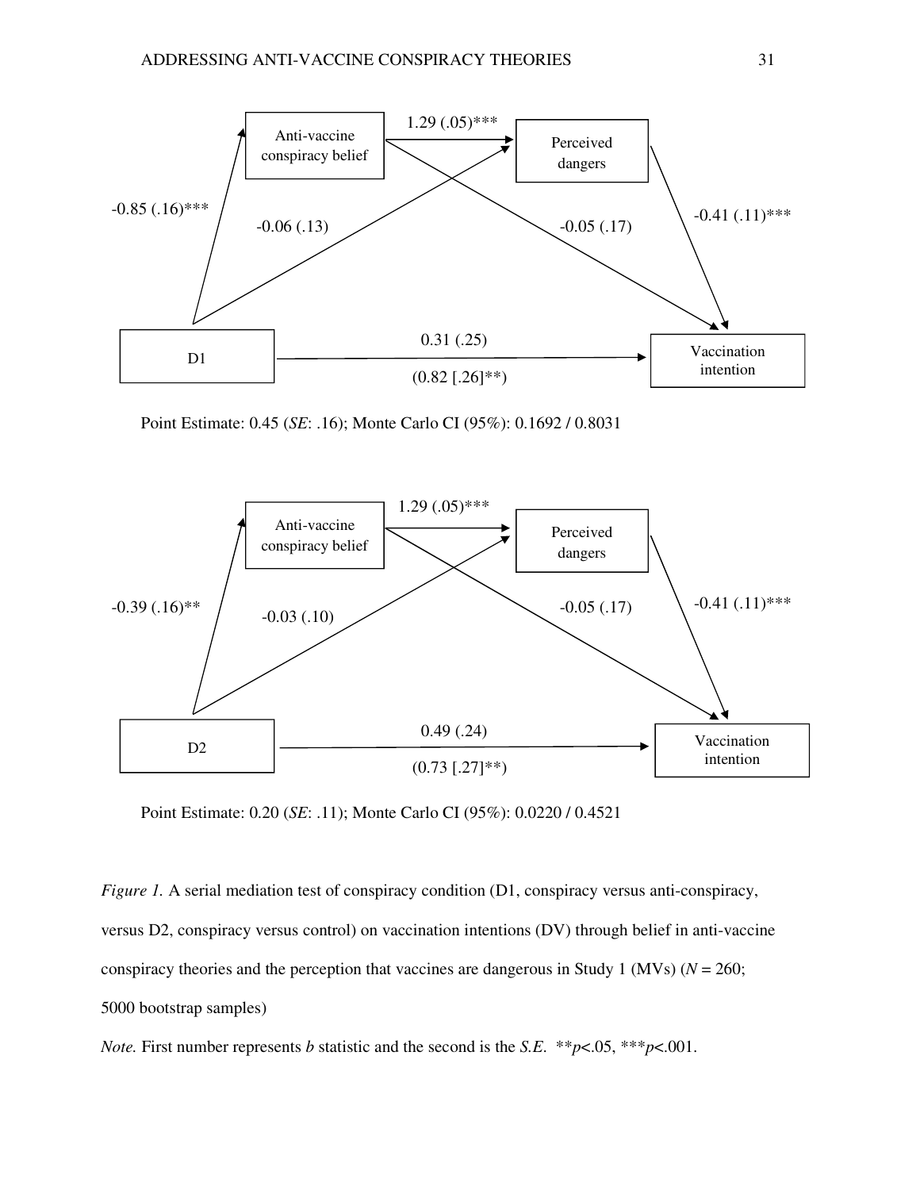Anti-vaccine conspiracy belief → Perceived dangers: 1.29 (.05)***

D1 → Anti-vaccine conspiracy belief: -0.85 (.16)***

D1 → Perceived dangers: -0.06 (.13)

Anti-vaccine conspiracy belief → Vaccination intention: -0.05 (.17)

Perceived dangers → Vaccination intention: -0.41 (.11)***

D1 → Vaccination intention: 0.31 (.25) (0.82 [.26]**)

Point Estimate: 0.45 (*SE*: .16); Monte Carlo CI (95%): 0.1692 / 0.8031

Anti-vaccine conspiracy belief → Perceived dangers: 1.29 (.05)***

D2 → Anti-vaccine conspiracy belief: -0.39 (.16)**

D2 → Perceived dangers: -0.03 (.10)

Anti-vaccine conspiracy belief → Vaccination intention: -0.05 (.17)

Perceived dangers → Vaccination intention: -0.41 (.11)***

D2 → Vaccination intention: 0.49 (.24) (0.73 [.27]**)

Point Estimate: 0.20 (*SE*: .11); Monte Carlo CI (95%): 0.0220 / 0.4521

*Figure 1.* A serial mediation test of conspiracy condition (D1, conspiracy versus anti-conspiracy, versus D2, conspiracy versus control) on vaccination intentions (DV) through belief in anti-vaccine conspiracy theories and the perception that vaccines are dangerous in Study 1 (MVs) ($N = 260$; 5000 bootstrap samples)

*Note.* First number represents *b* statistic and the second is the *S.E.* $^{**}p<.05$, $^{***}p<.001$.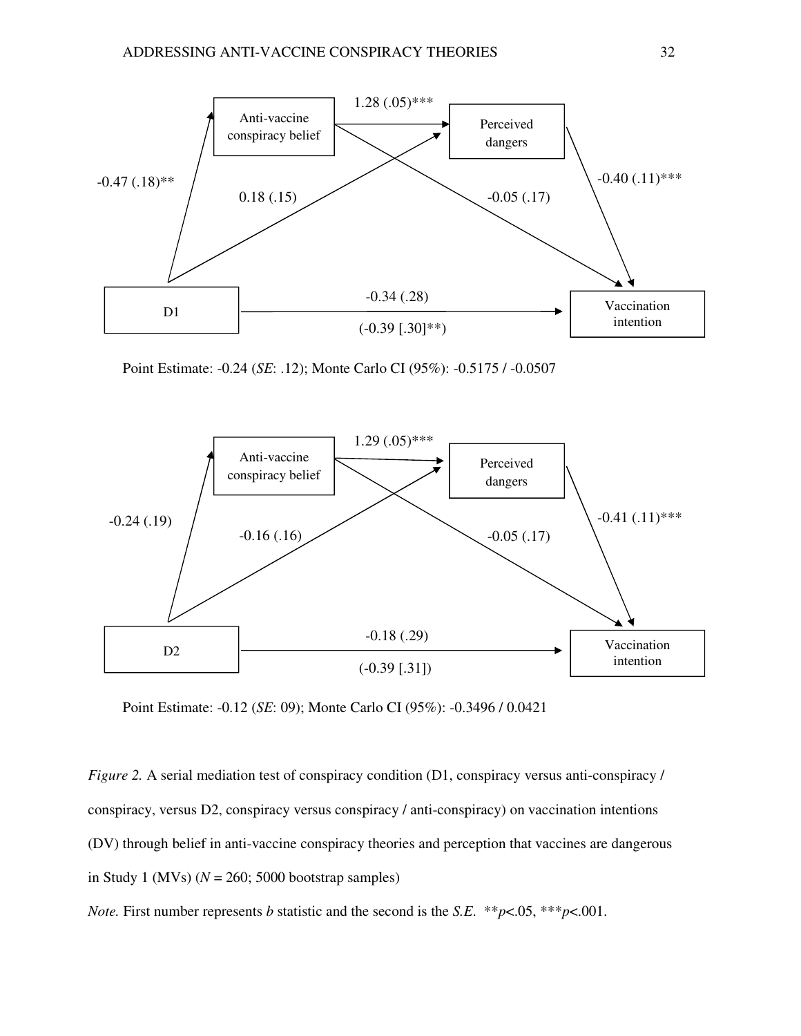Anti-vaccine conspiracy belief

1.28 (.05)***

Perceived dangers

-0.47 (.18)**

0.18 (.15)

-0.05 (.17)

-0.40 (.11)***

D1

-0.34 (.28)

(-0.39 [.30]**)

Vaccination intention

Point Estimate: -0.24 (*SE*: .12); Monte Carlo CI (95%): -0.5175 / -0.0507

Anti-vaccine conspiracy belief

1.29 (.05)***

Perceived dangers

-0.24 (.19)

-0.16 (.16)

-0.05 (.17)

-0.41 (.11)***

D2

-0.18 (.29)

(-0.39 [.31])

Vaccination intention

Point Estimate: -0.12 (*SE*: 09); Monte Carlo CI (95%): -0.3496 / 0.0421

*Figure 2.* A serial mediation test of conspiracy condition (D1, conspiracy versus anti-conspiracy / conspiracy, versus D2, conspiracy versus conspiracy / anti-conspiracy) on vaccination intentions (DV) through belief in anti-vaccine conspiracy theories and perception that vaccines are dangerous in Study 1 (MVs) ($N = 260$; 5000 bootstrap samples)

*Note.* First number represents *b* statistic and the second is the *S.E.* $^{**}p<.05$, $^{***}p<.001$.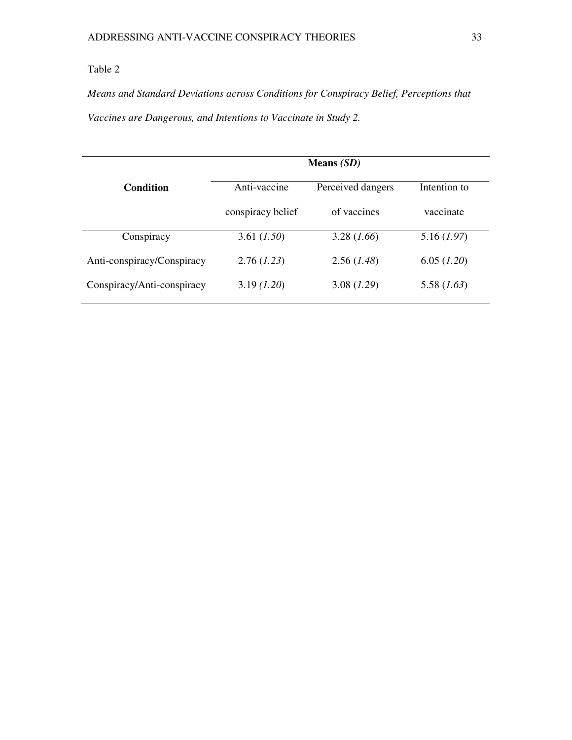Table 2

*Means and Standard Deviations across Conditions for Conspiracy Belief, Perceptions that Vaccines are Dangerous, and Intentions to Vaccinate in Study 2.*

| **Condition** | **Means *(SD)*** | | |
|---|---|---|---|
| | Anti-vaccine conspiracy belief | Perceived dangers of vaccines | Intention to vaccinate |
| Conspiracy | 3.61 (*1.50*) | 3.28 (*1.66*) | 5.16 (*1.97*) |
| Anti-conspiracy/Conspiracy | 2.76 (*1.23*) | 2.56 (*1.48*) | 6.05 (*1.20*) |
| Conspiracy/Anti-conspiracy | 3.19 *(1.20*) | 3.08 (*1.29*) | 5.58 (*1.63*) |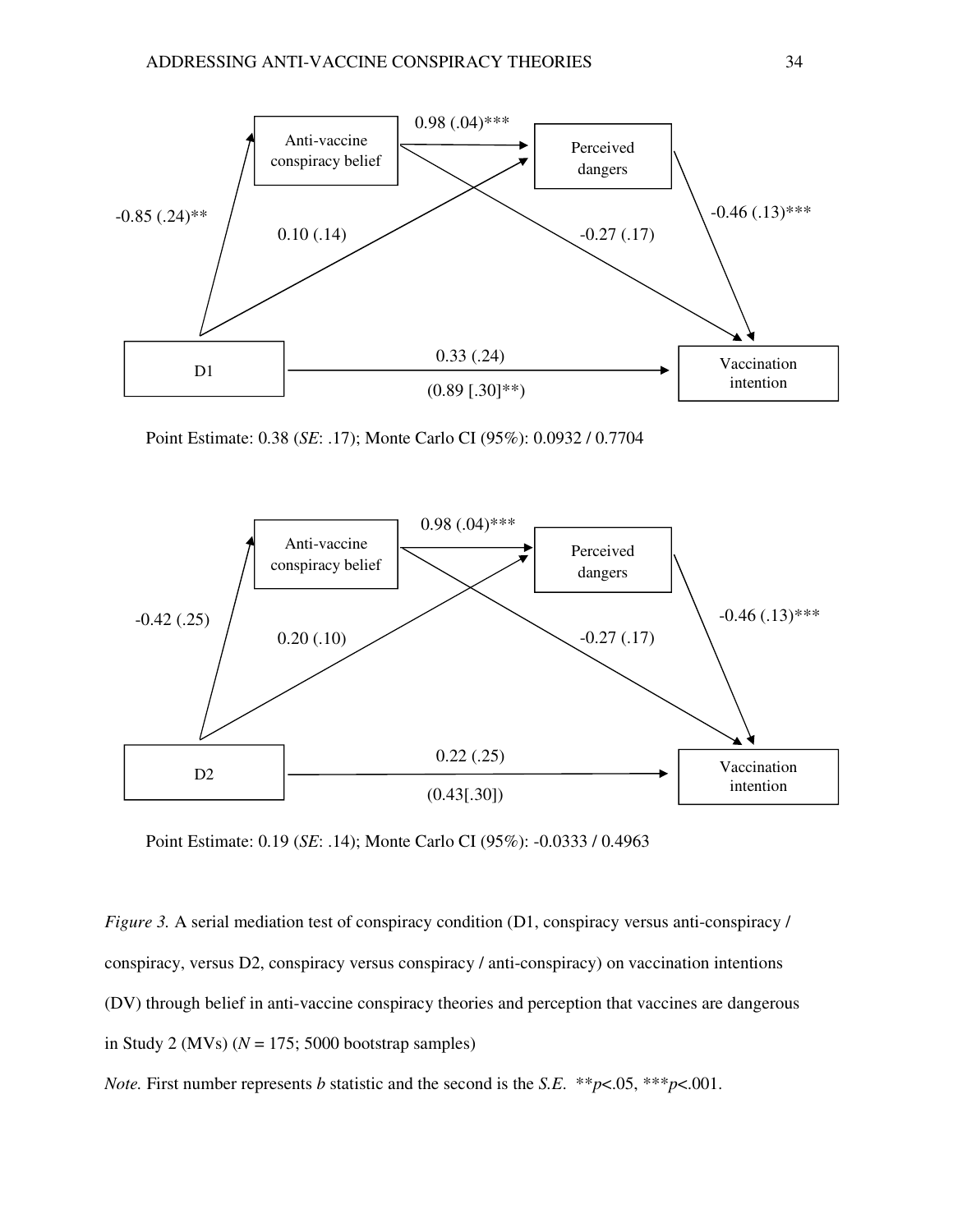Anti-vaccine conspiracy belief

Perceived dangers

D1

Vaccination intention

0.98 (.04)***

-0.85 (.24)**

0.10 (.14)

-0.27 (.17)

-0.46 (.13)***

0.33 (.24)

(0.89 [.30]**)

Point Estimate: 0.38 (*SE*: .17); Monte Carlo CI (95%): 0.0932 / 0.7704

Anti-vaccine conspiracy belief

Perceived dangers

D2

Vaccination intention

0.98 (.04)***

-0.42 (.25)

0.20 (.10)

-0.27 (.17)

-0.46 (.13)***

0.22 (.25)

(0.43[.30])

Point Estimate: 0.19 (*SE*: .14); Monte Carlo CI (95%): -0.0333 / 0.4963

*Figure 3.* A serial mediation test of conspiracy condition (D1, conspiracy versus anti-conspiracy / conspiracy, versus D2, conspiracy versus conspiracy / anti-conspiracy) on vaccination intentions (DV) through belief in anti-vaccine conspiracy theories and perception that vaccines are dangerous in Study 2 (MVs) ($N = 175$; 5000 bootstrap samples)

*Note.* First number represents *b* statistic and the second is the *S.E.* $^{**}p<.05$, $^{***}p<.001$.